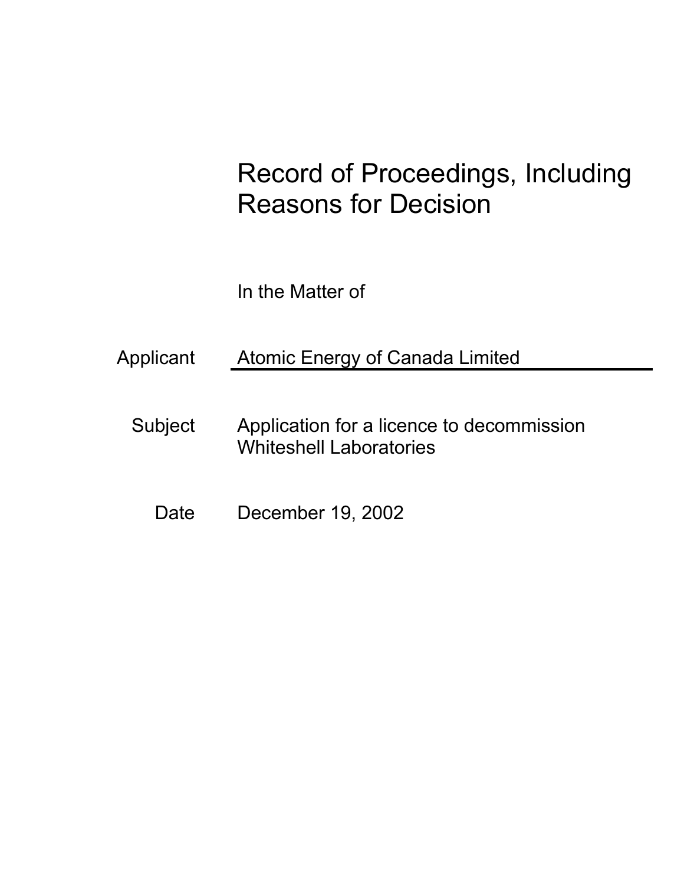# Record of Proceedings, Including Reasons for Decision

In the Matter of

Applicant: Atomic Energy of Canada Limited

Subject: Application for a licence to decommission Whiteshell Laboratories

Date: December 19, 2002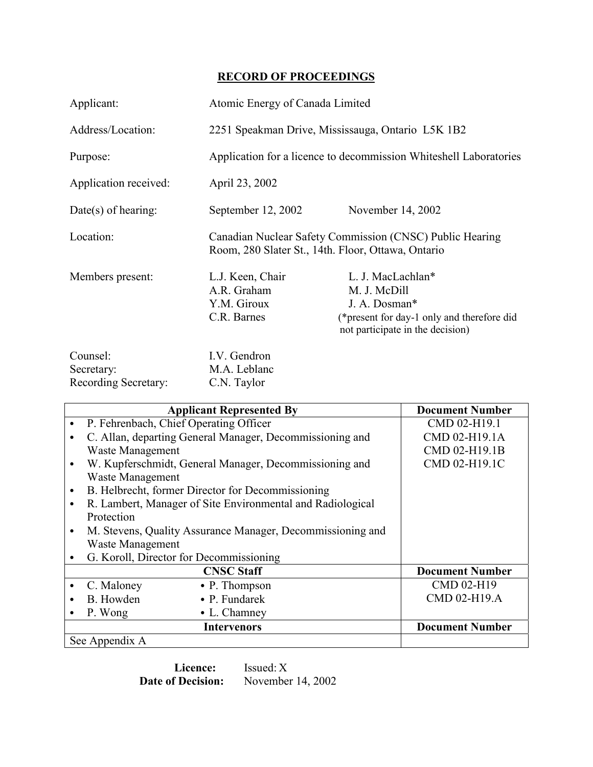## RECORD OF PROCEEDINGS

| | | |
|---|---|---|
| Applicant: | Atomic Energy of Canada Limited | |
| Address/Location: | 2251 Speakman Drive, Mississauga, Ontario L5K 1B2 | |
| Purpose: | Application for a licence to decommission Whiteshell Laboratories | |
| Application received: | April 23, 2002 | |
| Date(s) of hearing: | September 12, 2002 | November 14, 2002 |
| Location: | Canadian Nuclear Safety Commission (CNSC) Public Hearing Room, 280 Slater St., 14th. Floor, Ottawa, Ontario | |
| Members present: | L.J. Keen, Chair<br>A.R. Graham<br>Y.M. Giroux<br>C.R. Barnes | L. J. MacLachlan*<br>M. J. McDill<br>J. A. Dosman*<br>(*present for day-1 only and therefore did not participate in the decision) |
| Counsel: | I.V. Gendron | |
| Secretary: | M.A. Leblanc | |
| Recording Secretary: | C.N. Taylor | |

| Applicant Represented By | Document Number |
|---|---|
| • P. Fehrenbach, Chief Operating Officer<br>• C. Allan, departing General Manager, Decommissioning and Waste Management<br>• W. Kupferschmidt, General Manager, Decommissioning and Waste Management<br>• B. Helbrecht, former Director for Decommissioning<br>• R. Lambert, Manager of Site Environmental and Radiological Protection<br>• M. Stevens, Quality Assurance Manager, Decommissioning and Waste Management<br>• G. Koroll, Director for Decommissioning | CMD 02-H19.1<br>CMD 02-H19.1A<br>CMD 02-H19.1B<br>CMD 02-H19.1C |
| **CNSC Staff** | **Document Number** |
| • C. Maloney • P. Thompson<br>• B. Howden • P. Fundarek<br>• P. Wong • L. Chamney | CMD 02-H19<br>CMD 02-H19.A |
| **Intervenors** | **Document Number** |
| See Appendix A | |

**Licence:** Issued: X
**Date of Decision:** November 14, 2002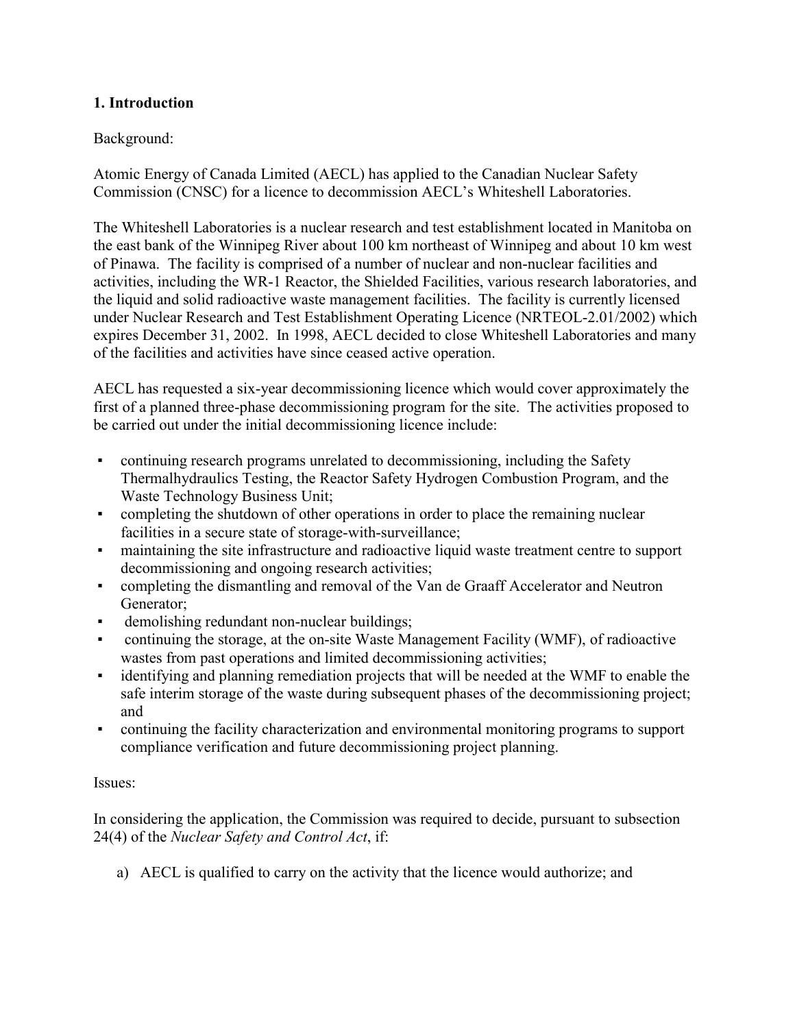**1. Introduction**

Background:

Atomic Energy of Canada Limited (AECL) has applied to the Canadian Nuclear Safety Commission (CNSC) for a licence to decommission AECL's Whiteshell Laboratories.

The Whiteshell Laboratories is a nuclear research and test establishment located in Manitoba on the east bank of the Winnipeg River about 100 km northeast of Winnipeg and about 10 km west of Pinawa. The facility is comprised of a number of nuclear and non-nuclear facilities and activities, including the WR-1 Reactor, the Shielded Facilities, various research laboratories, and the liquid and solid radioactive waste management facilities. The facility is currently licensed under Nuclear Research and Test Establishment Operating Licence (NRTEOL-2.01/2002) which expires December 31, 2002. In 1998, AECL decided to close Whiteshell Laboratories and many of the facilities and activities have since ceased active operation.

AECL has requested a six-year decommissioning licence which would cover approximately the first of a planned three-phase decommissioning program for the site. The activities proposed to be carried out under the initial decommissioning licence include:

- continuing research programs unrelated to decommissioning, including the Safety Thermalhydraulics Testing, the Reactor Safety Hydrogen Combustion Program, and the Waste Technology Business Unit;
- completing the shutdown of other operations in order to place the remaining nuclear facilities in a secure state of storage-with-surveillance;
- maintaining the site infrastructure and radioactive liquid waste treatment centre to support decommissioning and ongoing research activities;
- completing the dismantling and removal of the Van de Graaff Accelerator and Neutron Generator;
- demolishing redundant non-nuclear buildings;
- continuing the storage, at the on-site Waste Management Facility (WMF), of radioactive wastes from past operations and limited decommissioning activities;
- identifying and planning remediation projects that will be needed at the WMF to enable the safe interim storage of the waste during subsequent phases of the decommissioning project; and
- continuing the facility characterization and environmental monitoring programs to support compliance verification and future decommissioning project planning.

Issues:

In considering the application, the Commission was required to decide, pursuant to subsection 24(4) of the *Nuclear Safety and Control Act*, if:

a) AECL is qualified to carry on the activity that the licence would authorize; and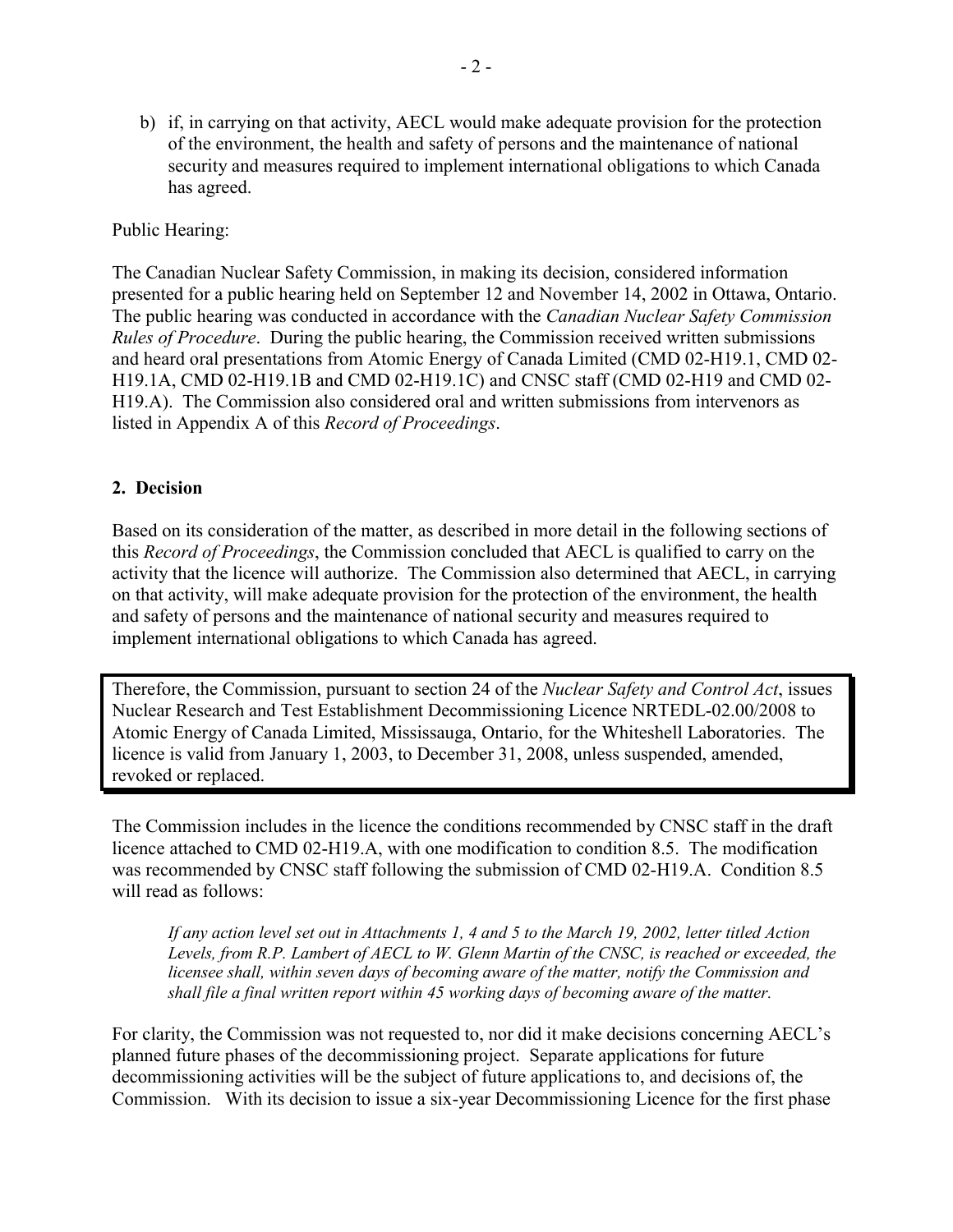b) if, in carrying on that activity, AECL would make adequate provision for the protection of the environment, the health and safety of persons and the maintenance of national security and measures required to implement international obligations to which Canada has agreed.

Public Hearing:

The Canadian Nuclear Safety Commission, in making its decision, considered information presented for a public hearing held on September 12 and November 14, 2002 in Ottawa, Ontario. The public hearing was conducted in accordance with the *Canadian Nuclear Safety Commission Rules of Procedure*. During the public hearing, the Commission received written submissions and heard oral presentations from Atomic Energy of Canada Limited (CMD 02-H19.1, CMD 02-H19.1A, CMD 02-H19.1B and CMD 02-H19.1C) and CNSC staff (CMD 02-H19 and CMD 02-H19.A). The Commission also considered oral and written submissions from intervenors as listed in Appendix A of this *Record of Proceedings*.

## 2. Decision

Based on its consideration of the matter, as described in more detail in the following sections of this *Record of Proceedings*, the Commission concluded that AECL is qualified to carry on the activity that the licence will authorize. The Commission also determined that AECL, in carrying on that activity, will make adequate provision for the protection of the environment, the health and safety of persons and the maintenance of national security and measures required to implement international obligations to which Canada has agreed.

Therefore, the Commission, pursuant to section 24 of the *Nuclear Safety and Control Act*, issues Nuclear Research and Test Establishment Decommissioning Licence NRTEDL-02.00/2008 to Atomic Energy of Canada Limited, Mississauga, Ontario, for the Whiteshell Laboratories. The licence is valid from January 1, 2003, to December 31, 2008, unless suspended, amended, revoked or replaced.

The Commission includes in the licence the conditions recommended by CNSC staff in the draft licence attached to CMD 02-H19.A, with one modification to condition 8.5. The modification was recommended by CNSC staff following the submission of CMD 02-H19.A. Condition 8.5 will read as follows:

> *If any action level set out in Attachments 1, 4 and 5 to the March 19, 2002, letter titled Action Levels, from R.P. Lambert of AECL to W. Glenn Martin of the CNSC, is reached or exceeded, the licensee shall, within seven days of becoming aware of the matter, notify the Commission and shall file a final written report within 45 working days of becoming aware of the matter.*

For clarity, the Commission was not requested to, nor did it make decisions concerning AECL's planned future phases of the decommissioning project. Separate applications for future decommissioning activities will be the subject of future applications to, and decisions of, the Commission. With its decision to issue a six-year Decommissioning Licence for the first phase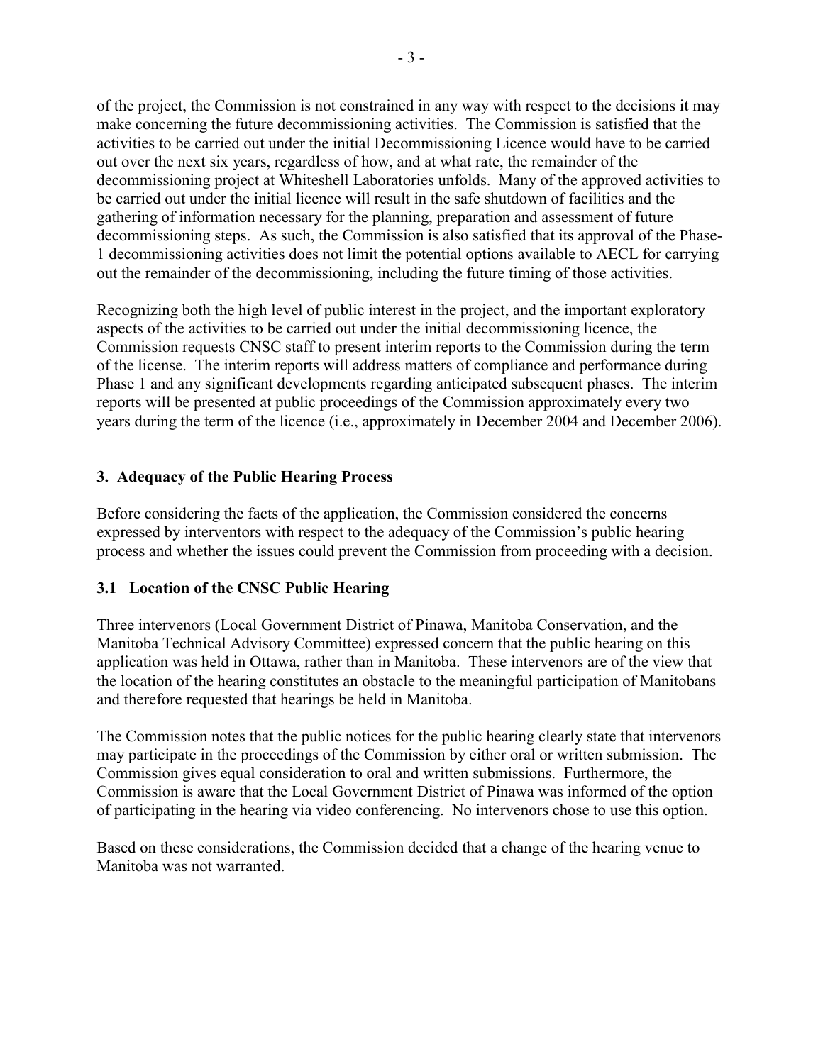of the project, the Commission is not constrained in any way with respect to the decisions it may make concerning the future decommissioning activities. The Commission is satisfied that the activities to be carried out under the initial Decommissioning Licence would have to be carried out over the next six years, regardless of how, and at what rate, the remainder of the decommissioning project at Whiteshell Laboratories unfolds. Many of the approved activities to be carried out under the initial licence will result in the safe shutdown of facilities and the gathering of information necessary for the planning, preparation and assessment of future decommissioning steps. As such, the Commission is also satisfied that its approval of the Phase-1 decommissioning activities does not limit the potential options available to AECL for carrying out the remainder of the decommissioning, including the future timing of those activities.

Recognizing both the high level of public interest in the project, and the important exploratory aspects of the activities to be carried out under the initial decommissioning licence, the Commission requests CNSC staff to present interim reports to the Commission during the term of the license. The interim reports will address matters of compliance and performance during Phase 1 and any significant developments regarding anticipated subsequent phases. The interim reports will be presented at public proceedings of the Commission approximately every two years during the term of the licence (i.e., approximately in December 2004 and December 2006).

## 3. Adequacy of the Public Hearing Process

Before considering the facts of the application, the Commission considered the concerns expressed by interventors with respect to the adequacy of the Commission's public hearing process and whether the issues could prevent the Commission from proceeding with a decision.

### 3.1 Location of the CNSC Public Hearing

Three intervenors (Local Government District of Pinawa, Manitoba Conservation, and the Manitoba Technical Advisory Committee) expressed concern that the public hearing on this application was held in Ottawa, rather than in Manitoba. These intervenors are of the view that the location of the hearing constitutes an obstacle to the meaningful participation of Manitobans and therefore requested that hearings be held in Manitoba.

The Commission notes that the public notices for the public hearing clearly state that intervenors may participate in the proceedings of the Commission by either oral or written submission. The Commission gives equal consideration to oral and written submissions. Furthermore, the Commission is aware that the Local Government District of Pinawa was informed of the option of participating in the hearing via video conferencing. No intervenors chose to use this option.

Based on these considerations, the Commission decided that a change of the hearing venue to Manitoba was not warranted.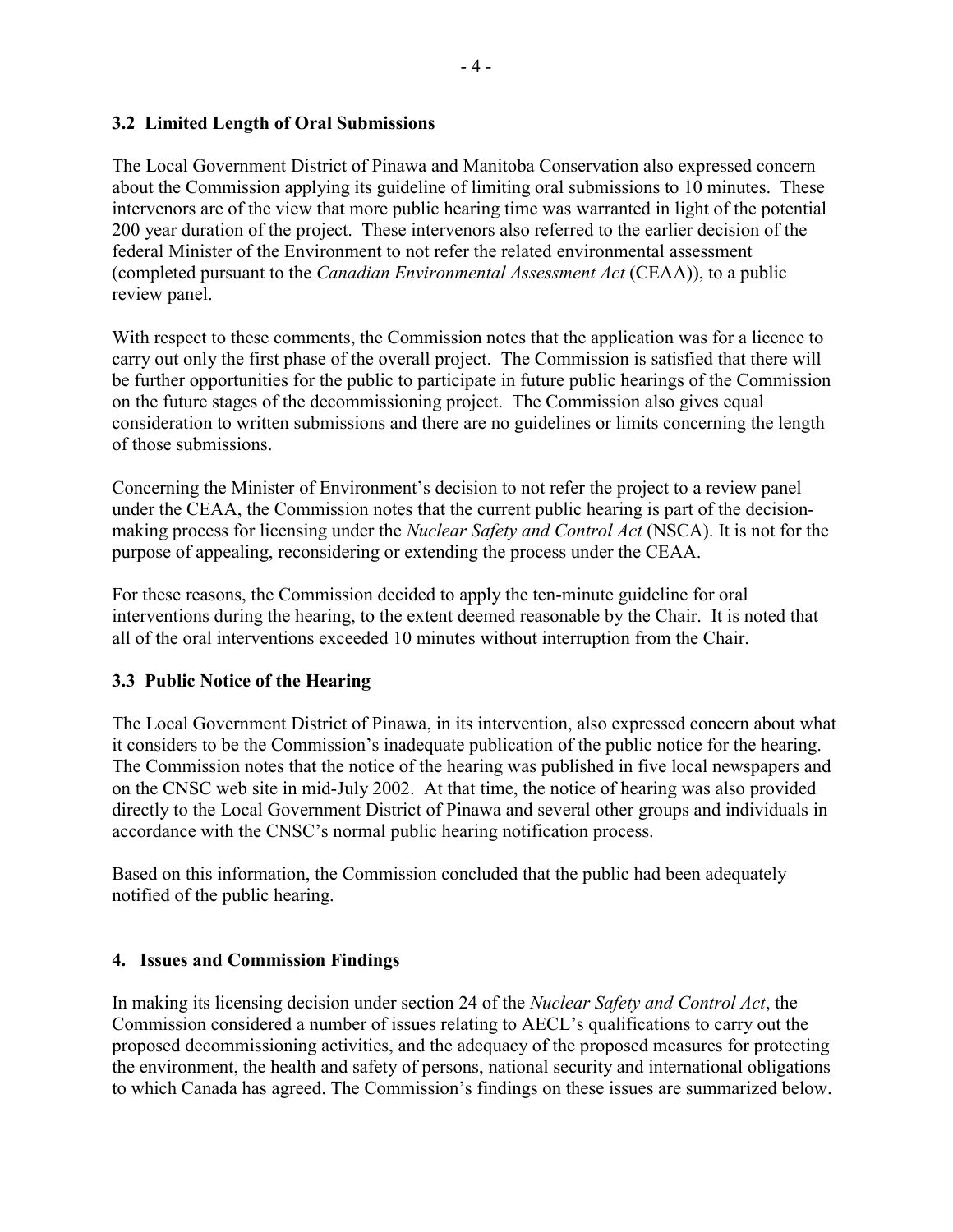### 3.2 Limited Length of Oral Submissions

The Local Government District of Pinawa and Manitoba Conservation also expressed concern about the Commission applying its guideline of limiting oral submissions to 10 minutes. These intervenors are of the view that more public hearing time was warranted in light of the potential 200 year duration of the project. These intervenors also referred to the earlier decision of the federal Minister of the Environment to not refer the related environmental assessment (completed pursuant to the *Canadian Environmental Assessment Act* (CEAA)), to a public review panel.

With respect to these comments, the Commission notes that the application was for a licence to carry out only the first phase of the overall project. The Commission is satisfied that there will be further opportunities for the public to participate in future public hearings of the Commission on the future stages of the decommissioning project. The Commission also gives equal consideration to written submissions and there are no guidelines or limits concerning the length of those submissions.

Concerning the Minister of Environment's decision to not refer the project to a review panel under the CEAA, the Commission notes that the current public hearing is part of the decision-making process for licensing under the *Nuclear Safety and Control Act* (NSCA). It is not for the purpose of appealing, reconsidering or extending the process under the CEAA.

For these reasons, the Commission decided to apply the ten-minute guideline for oral interventions during the hearing, to the extent deemed reasonable by the Chair. It is noted that all of the oral interventions exceeded 10 minutes without interruption from the Chair.

### 3.3 Public Notice of the Hearing

The Local Government District of Pinawa, in its intervention, also expressed concern about what it considers to be the Commission's inadequate publication of the public notice for the hearing. The Commission notes that the notice of the hearing was published in five local newspapers and on the CNSC web site in mid-July 2002. At that time, the notice of hearing was also provided directly to the Local Government District of Pinawa and several other groups and individuals in accordance with the CNSC's normal public hearing notification process.

Based on this information, the Commission concluded that the public had been adequately notified of the public hearing.

## 4. Issues and Commission Findings

In making its licensing decision under section 24 of the *Nuclear Safety and Control Act*, the Commission considered a number of issues relating to AECL's qualifications to carry out the proposed decommissioning activities, and the adequacy of the proposed measures for protecting the environment, the health and safety of persons, national security and international obligations to which Canada has agreed. The Commission's findings on these issues are summarized below.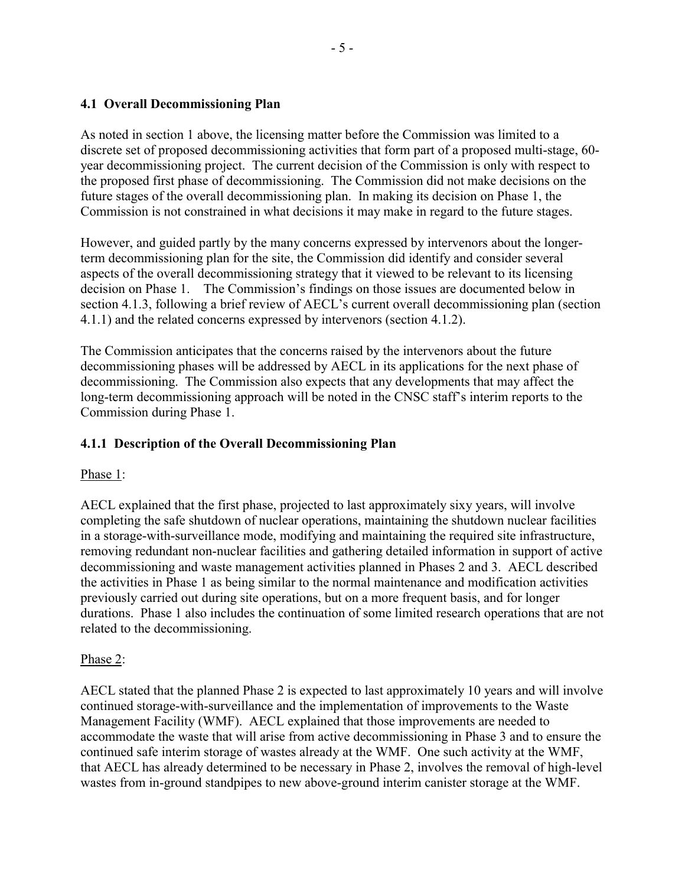### 4.1 Overall Decommissioning Plan

As noted in section 1 above, the licensing matter before the Commission was limited to a discrete set of proposed decommissioning activities that form part of a proposed multi-stage, 60-year decommissioning project. The current decision of the Commission is only with respect to the proposed first phase of decommissioning. The Commission did not make decisions on the future stages of the overall decommissioning plan. In making its decision on Phase 1, the Commission is not constrained in what decisions it may make in regard to the future stages.

However, and guided partly by the many concerns expressed by intervenors about the longer-term decommissioning plan for the site, the Commission did identify and consider several aspects of the overall decommissioning strategy that it viewed to be relevant to its licensing decision on Phase 1. The Commission's findings on those issues are documented below in section 4.1.3, following a brief review of AECL's current overall decommissioning plan (section 4.1.1) and the related concerns expressed by intervenors (section 4.1.2).

The Commission anticipates that the concerns raised by the intervenors about the future decommissioning phases will be addressed by AECL in its applications for the next phase of decommissioning. The Commission also expects that any developments that may affect the long-term decommissioning approach will be noted in the CNSC staff's interim reports to the Commission during Phase 1.

#### 4.1.1 Description of the Overall Decommissioning Plan

Phase 1:

AECL explained that the first phase, projected to last approximately sixy years, will involve completing the safe shutdown of nuclear operations, maintaining the shutdown nuclear facilities in a storage-with-surveillance mode, modifying and maintaining the required site infrastructure, removing redundant non-nuclear facilities and gathering detailed information in support of active decommissioning and waste management activities planned in Phases 2 and 3. AECL described the activities in Phase 1 as being similar to the normal maintenance and modification activities previously carried out during site operations, but on a more frequent basis, and for longer durations. Phase 1 also includes the continuation of some limited research operations that are not related to the decommissioning.

Phase 2:

AECL stated that the planned Phase 2 is expected to last approximately 10 years and will involve continued storage-with-surveillance and the implementation of improvements to the Waste Management Facility (WMF). AECL explained that those improvements are needed to accommodate the waste that will arise from active decommissioning in Phase 3 and to ensure the continued safe interim storage of wastes already at the WMF. One such activity at the WMF, that AECL has already determined to be necessary in Phase 2, involves the removal of high-level wastes from in-ground standpipes to new above-ground interim canister storage at the WMF.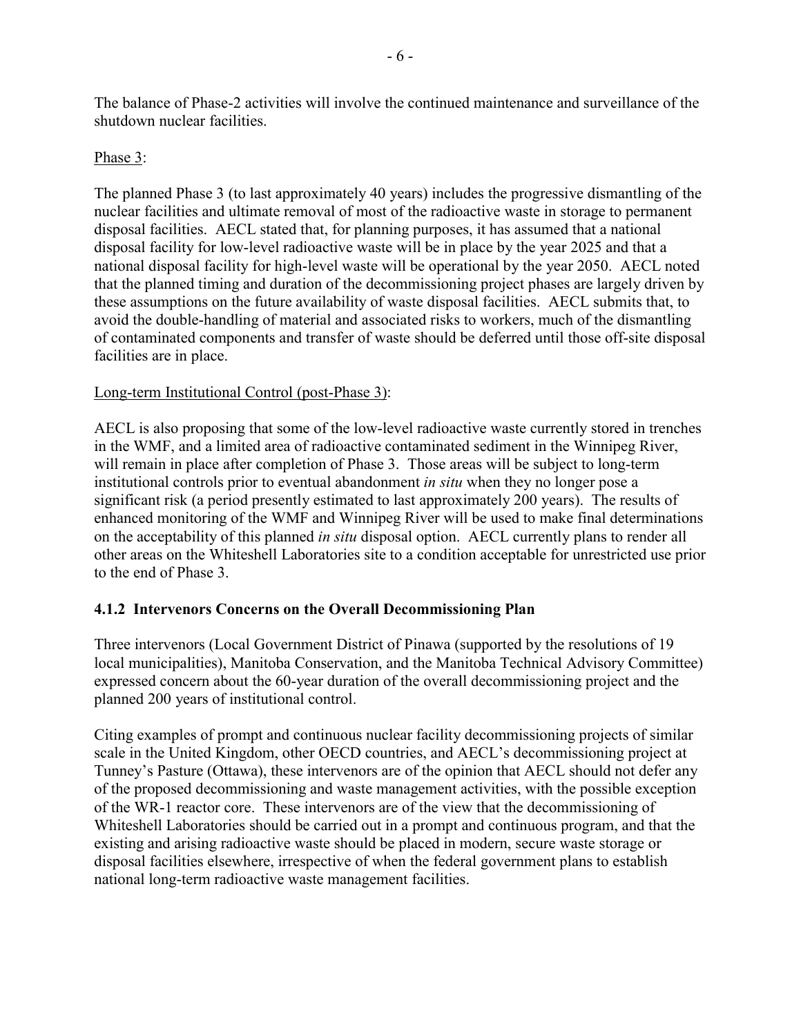The balance of Phase-2 activities will involve the continued maintenance and surveillance of the shutdown nuclear facilities.

Phase 3:

The planned Phase 3 (to last approximately 40 years) includes the progressive dismantling of the nuclear facilities and ultimate removal of most of the radioactive waste in storage to permanent disposal facilities. AECL stated that, for planning purposes, it has assumed that a national disposal facility for low-level radioactive waste will be in place by the year 2025 and that a national disposal facility for high-level waste will be operational by the year 2050. AECL noted that the planned timing and duration of the decommissioning project phases are largely driven by these assumptions on the future availability of waste disposal facilities. AECL submits that, to avoid the double-handling of material and associated risks to workers, much of the dismantling of contaminated components and transfer of waste should be deferred until those off-site disposal facilities are in place.

Long-term Institutional Control (post-Phase 3):

AECL is also proposing that some of the low-level radioactive waste currently stored in trenches in the WMF, and a limited area of radioactive contaminated sediment in the Winnipeg River, will remain in place after completion of Phase 3. Those areas will be subject to long-term institutional controls prior to eventual abandonment *in situ* when they no longer pose a significant risk (a period presently estimated to last approximately 200 years). The results of enhanced monitoring of the WMF and Winnipeg River will be used to make final determinations on the acceptability of this planned *in situ* disposal option. AECL currently plans to render all other areas on the Whiteshell Laboratories site to a condition acceptable for unrestricted use prior to the end of Phase 3.

### 4.1.2 Intervenors Concerns on the Overall Decommissioning Plan

Three intervenors (Local Government District of Pinawa (supported by the resolutions of 19 local municipalities), Manitoba Conservation, and the Manitoba Technical Advisory Committee) expressed concern about the 60-year duration of the overall decommissioning project and the planned 200 years of institutional control.

Citing examples of prompt and continuous nuclear facility decommissioning projects of similar scale in the United Kingdom, other OECD countries, and AECL's decommissioning project at Tunney's Pasture (Ottawa), these intervenors are of the opinion that AECL should not defer any of the proposed decommissioning and waste management activities, with the possible exception of the WR-1 reactor core. These intervenors are of the view that the decommissioning of Whiteshell Laboratories should be carried out in a prompt and continuous program, and that the existing and arising radioactive waste should be placed in modern, secure waste storage or disposal facilities elsewhere, irrespective of when the federal government plans to establish national long-term radioactive waste management facilities.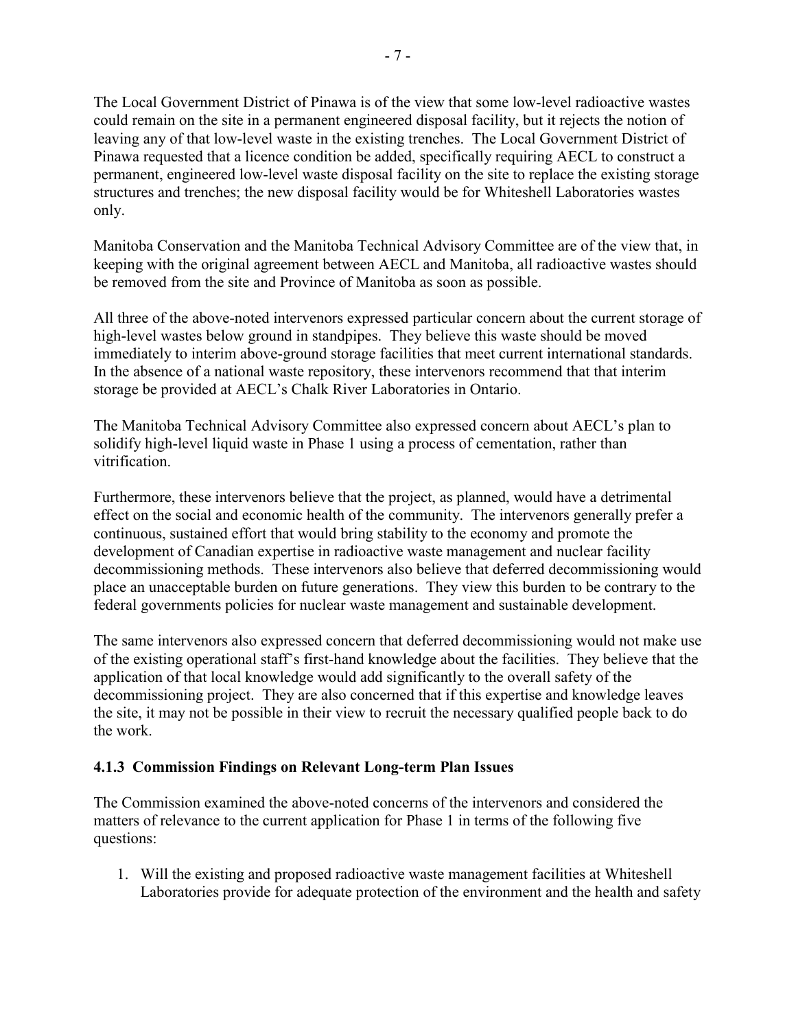The Local Government District of Pinawa is of the view that some low-level radioactive wastes could remain on the site in a permanent engineered disposal facility, but it rejects the notion of leaving any of that low-level waste in the existing trenches. The Local Government District of Pinawa requested that a licence condition be added, specifically requiring AECL to construct a permanent, engineered low-level waste disposal facility on the site to replace the existing storage structures and trenches; the new disposal facility would be for Whiteshell Laboratories wastes only.

Manitoba Conservation and the Manitoba Technical Advisory Committee are of the view that, in keeping with the original agreement between AECL and Manitoba, all radioactive wastes should be removed from the site and Province of Manitoba as soon as possible.

All three of the above-noted intervenors expressed particular concern about the current storage of high-level wastes below ground in standpipes. They believe this waste should be moved immediately to interim above-ground storage facilities that meet current international standards. In the absence of a national waste repository, these intervenors recommend that that interim storage be provided at AECL's Chalk River Laboratories in Ontario.

The Manitoba Technical Advisory Committee also expressed concern about AECL's plan to solidify high-level liquid waste in Phase 1 using a process of cementation, rather than vitrification.

Furthermore, these intervenors believe that the project, as planned, would have a detrimental effect on the social and economic health of the community. The intervenors generally prefer a continuous, sustained effort that would bring stability to the economy and promote the development of Canadian expertise in radioactive waste management and nuclear facility decommissioning methods. These intervenors also believe that deferred decommissioning would place an unacceptable burden on future generations. They view this burden to be contrary to the federal governments policies for nuclear waste management and sustainable development.

The same intervenors also expressed concern that deferred decommissioning would not make use of the existing operational staff's first-hand knowledge about the facilities. They believe that the application of that local knowledge would add significantly to the overall safety of the decommissioning project. They are also concerned that if this expertise and knowledge leaves the site, it may not be possible in their view to recruit the necessary qualified people back to do the work.

### 4.1.3 Commission Findings on Relevant Long-term Plan Issues

The Commission examined the above-noted concerns of the intervenors and considered the matters of relevance to the current application for Phase 1 in terms of the following five questions:

1. Will the existing and proposed radioactive waste management facilities at Whiteshell Laboratories provide for adequate protection of the environment and the health and safety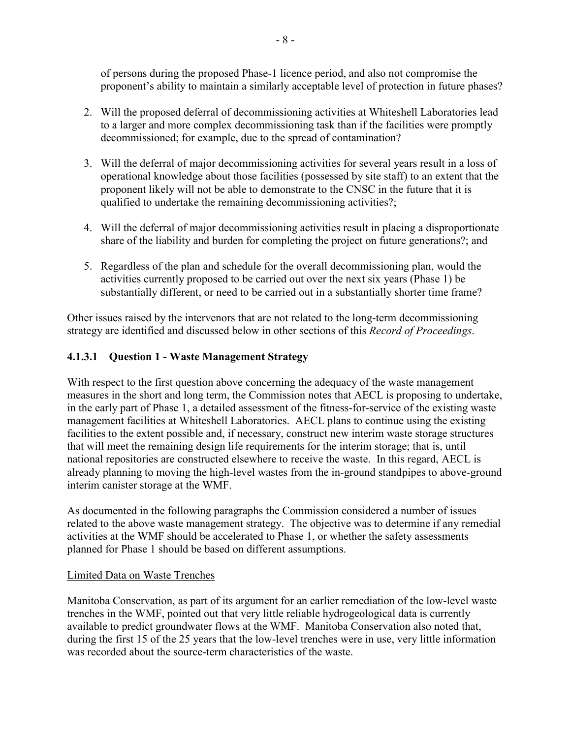of persons during the proposed Phase-1 licence period, and also not compromise the proponent's ability to maintain a similarly acceptable level of protection in future phases?

2. Will the proposed deferral of decommissioning activities at Whiteshell Laboratories lead to a larger and more complex decommissioning task than if the facilities were promptly decommissioned; for example, due to the spread of contamination?

3. Will the deferral of major decommissioning activities for several years result in a loss of operational knowledge about those facilities (possessed by site staff) to an extent that the proponent likely will not be able to demonstrate to the CNSC in the future that it is qualified to undertake the remaining decommissioning activities?;

4. Will the deferral of major decommissioning activities result in placing a disproportionate share of the liability and burden for completing the project on future generations?; and

5. Regardless of the plan and schedule for the overall decommissioning plan, would the activities currently proposed to be carried out over the next six years (Phase 1) be substantially different, or need to be carried out in a substantially shorter time frame?

Other issues raised by the intervenors that are not related to the long-term decommissioning strategy are identified and discussed below in other sections of this *Record of Proceedings*.

#### 4.1.3.1 Question 1 - Waste Management Strategy

With respect to the first question above concerning the adequacy of the waste management measures in the short and long term, the Commission notes that AECL is proposing to undertake, in the early part of Phase 1, a detailed assessment of the fitness-for-service of the existing waste management facilities at Whiteshell Laboratories. AECL plans to continue using the existing facilities to the extent possible and, if necessary, construct new interim waste storage structures that will meet the remaining design life requirements for the interim storage; that is, until national repositories are constructed elsewhere to receive the waste. In this regard, AECL is already planning to moving the high-level wastes from the in-ground standpipes to above-ground interim canister storage at the WMF.

As documented in the following paragraphs the Commission considered a number of issues related to the above waste management strategy. The objective was to determine if any remedial activities at the WMF should be accelerated to Phase 1, or whether the safety assessments planned for Phase 1 should be based on different assumptions.

<u>Limited Data on Waste Trenches</u>

Manitoba Conservation, as part of its argument for an earlier remediation of the low-level waste trenches in the WMF, pointed out that very little reliable hydrogeological data is currently available to predict groundwater flows at the WMF. Manitoba Conservation also noted that, during the first 15 of the 25 years that the low-level trenches were in use, very little information was recorded about the source-term characteristics of the waste.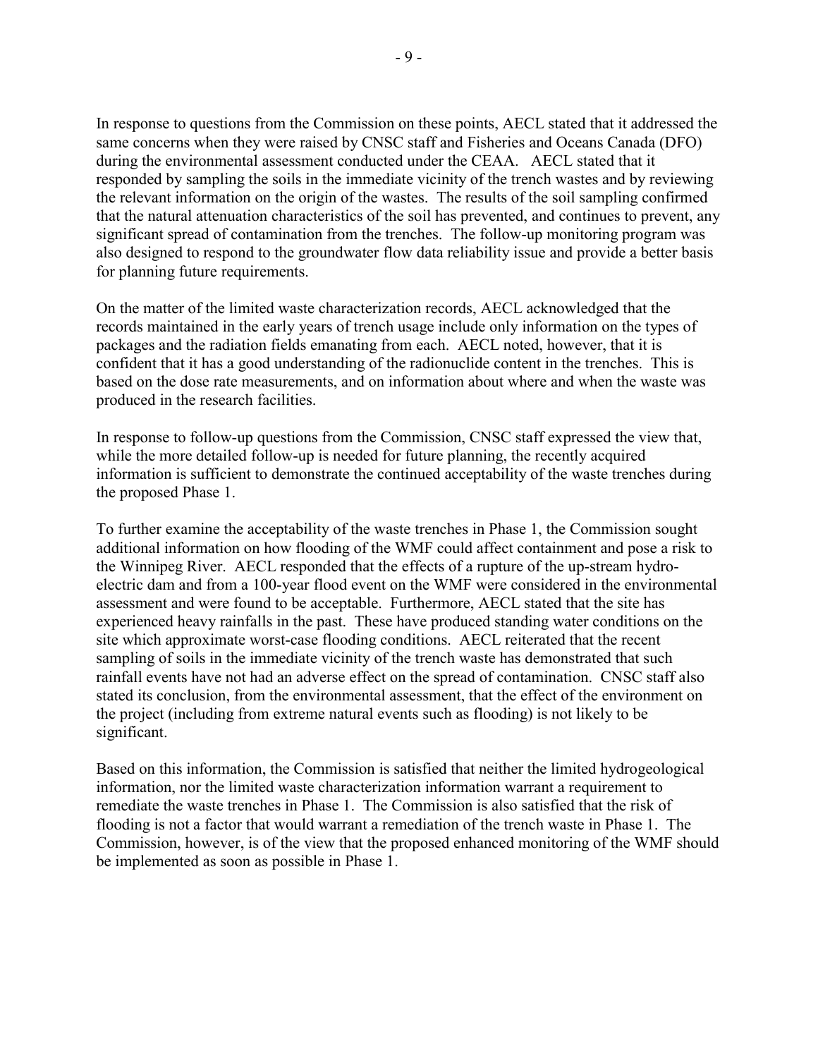In response to questions from the Commission on these points, AECL stated that it addressed the same concerns when they were raised by CNSC staff and Fisheries and Oceans Canada (DFO) during the environmental assessment conducted under the CEAA.  AECL stated that it responded by sampling the soils in the immediate vicinity of the trench wastes and by reviewing the relevant information on the origin of the wastes.  The results of the soil sampling confirmed that the natural attenuation characteristics of the soil has prevented, and continues to prevent, any significant spread of contamination from the trenches.  The follow-up monitoring program was also designed to respond to the groundwater flow data reliability issue and provide a better basis for planning future requirements.

On the matter of the limited waste characterization records, AECL acknowledged that the records maintained in the early years of trench usage include only information on the types of packages and the radiation fields emanating from each.  AECL noted, however, that it is confident that it has a good understanding of the radionuclide content in the trenches.  This is based on the dose rate measurements, and on information about where and when the waste was produced in the research facilities.

In response to follow-up questions from the Commission, CNSC staff expressed the view that, while the more detailed follow-up is needed for future planning, the recently acquired information is sufficient to demonstrate the continued acceptability of the waste trenches during the proposed Phase 1.

To further examine the acceptability of the waste trenches in Phase 1, the Commission sought additional information on how flooding of the WMF could affect containment and pose a risk to the Winnipeg River.  AECL responded that the effects of a rupture of the up-stream hydro-electric dam and from a 100-year flood event on the WMF were considered in the environmental assessment and were found to be acceptable.  Furthermore, AECL stated that the site has experienced heavy rainfalls in the past.  These have produced standing water conditions on the site which approximate worst-case flooding conditions.  AECL reiterated that the recent sampling of soils in the immediate vicinity of the trench waste has demonstrated that such rainfall events have not had an adverse effect on the spread of contamination.  CNSC staff also stated its conclusion, from the environmental assessment, that the effect of the environment on the project (including from extreme natural events such as flooding) is not likely to be significant.

Based on this information, the Commission is satisfied that neither the limited hydrogeological information, nor the limited waste characterization information warrant a requirement to remediate the waste trenches in Phase 1.  The Commission is also satisfied that the risk of flooding is not a factor that would warrant a remediation of the trench waste in Phase 1.  The Commission, however, is of the view that the proposed enhanced monitoring of the WMF should be implemented as soon as possible in Phase 1.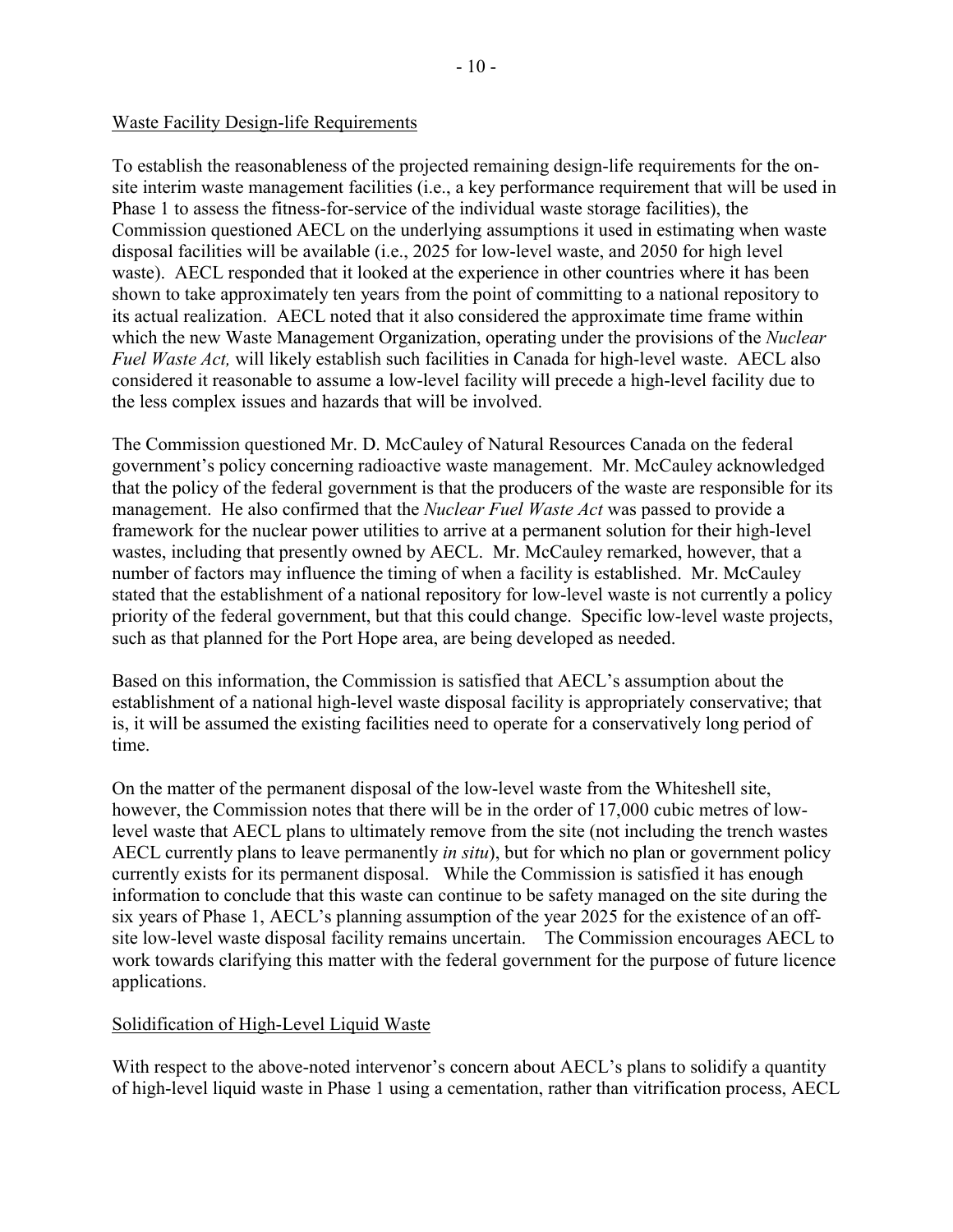Waste Facility Design-life Requirements

To establish the reasonableness of the projected remaining design-life requirements for the on-site interim waste management facilities (i.e., a key performance requirement that will be used in Phase 1 to assess the fitness-for-service of the individual waste storage facilities), the Commission questioned AECL on the underlying assumptions it used in estimating when waste disposal facilities will be available (i.e., 2025 for low-level waste, and 2050 for high level waste). AECL responded that it looked at the experience in other countries where it has been shown to take approximately ten years from the point of committing to a national repository to its actual realization. AECL noted that it also considered the approximate time frame within which the new Waste Management Organization, operating under the provisions of the *Nuclear Fuel Waste Act,* will likely establish such facilities in Canada for high-level waste. AECL also considered it reasonable to assume a low-level facility will precede a high-level facility due to the less complex issues and hazards that will be involved.

The Commission questioned Mr. D. McCauley of Natural Resources Canada on the federal government's policy concerning radioactive waste management. Mr. McCauley acknowledged that the policy of the federal government is that the producers of the waste are responsible for its management. He also confirmed that the *Nuclear Fuel Waste Act* was passed to provide a framework for the nuclear power utilities to arrive at a permanent solution for their high-level wastes, including that presently owned by AECL. Mr. McCauley remarked, however, that a number of factors may influence the timing of when a facility is established. Mr. McCauley stated that the establishment of a national repository for low-level waste is not currently a policy priority of the federal government, but that this could change. Specific low-level waste projects, such as that planned for the Port Hope area, are being developed as needed.

Based on this information, the Commission is satisfied that AECL's assumption about the establishment of a national high-level waste disposal facility is appropriately conservative; that is, it will be assumed the existing facilities need to operate for a conservatively long period of time.

On the matter of the permanent disposal of the low-level waste from the Whiteshell site, however, the Commission notes that there will be in the order of 17,000 cubic metres of low-level waste that AECL plans to ultimately remove from the site (not including the trench wastes AECL currently plans to leave permanently *in situ*), but for which no plan or government policy currently exists for its permanent disposal. While the Commission is satisfied it has enough information to conclude that this waste can continue to be safety managed on the site during the six years of Phase 1, AECL's planning assumption of the year 2025 for the existence of an off-site low-level waste disposal facility remains uncertain. The Commission encourages AECL to work towards clarifying this matter with the federal government for the purpose of future licence applications.

Solidification of High-Level Liquid Waste

With respect to the above-noted intervenor's concern about AECL's plans to solidify a quantity of high-level liquid waste in Phase 1 using a cementation, rather than vitrification process, AECL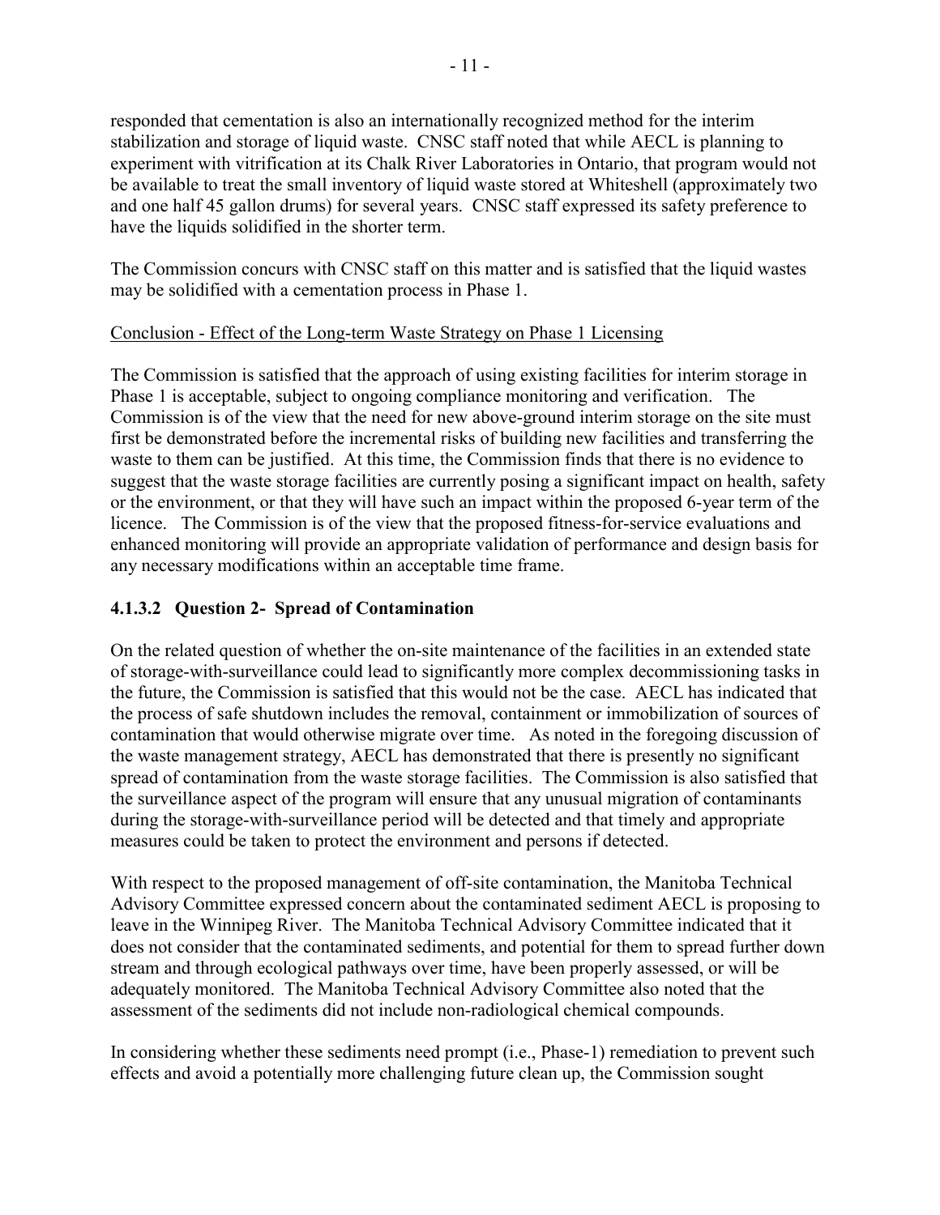responded that cementation is also an internationally recognized method for the interim stabilization and storage of liquid waste. CNSC staff noted that while AECL is planning to experiment with vitrification at its Chalk River Laboratories in Ontario, that program would not be available to treat the small inventory of liquid waste stored at Whiteshell (approximately two and one half 45 gallon drums) for several years. CNSC staff expressed its safety preference to have the liquids solidified in the shorter term.

The Commission concurs with CNSC staff on this matter and is satisfied that the liquid wastes may be solidified with a cementation process in Phase 1.

Conclusion - Effect of the Long-term Waste Strategy on Phase 1 Licensing

The Commission is satisfied that the approach of using existing facilities for interim storage in Phase 1 is acceptable, subject to ongoing compliance monitoring and verification. The Commission is of the view that the need for new above-ground interim storage on the site must first be demonstrated before the incremental risks of building new facilities and transferring the waste to them can be justified. At this time, the Commission finds that there is no evidence to suggest that the waste storage facilities are currently posing a significant impact on health, safety or the environment, or that they will have such an impact within the proposed 6-year term of the licence. The Commission is of the view that the proposed fitness-for-service evaluations and enhanced monitoring will provide an appropriate validation of performance and design basis for any necessary modifications within an acceptable time frame.

#### 4.1.3.2 Question 2- Spread of Contamination

On the related question of whether the on-site maintenance of the facilities in an extended state of storage-with-surveillance could lead to significantly more complex decommissioning tasks in the future, the Commission is satisfied that this would not be the case. AECL has indicated that the process of safe shutdown includes the removal, containment or immobilization of sources of contamination that would otherwise migrate over time. As noted in the foregoing discussion of the waste management strategy, AECL has demonstrated that there is presently no significant spread of contamination from the waste storage facilities. The Commission is also satisfied that the surveillance aspect of the program will ensure that any unusual migration of contaminants during the storage-with-surveillance period will be detected and that timely and appropriate measures could be taken to protect the environment and persons if detected.

With respect to the proposed management of off-site contamination, the Manitoba Technical Advisory Committee expressed concern about the contaminated sediment AECL is proposing to leave in the Winnipeg River. The Manitoba Technical Advisory Committee indicated that it does not consider that the contaminated sediments, and potential for them to spread further down stream and through ecological pathways over time, have been properly assessed, or will be adequately monitored. The Manitoba Technical Advisory Committee also noted that the assessment of the sediments did not include non-radiological chemical compounds.

In considering whether these sediments need prompt (i.e., Phase-1) remediation to prevent such effects and avoid a potentially more challenging future clean up, the Commission sought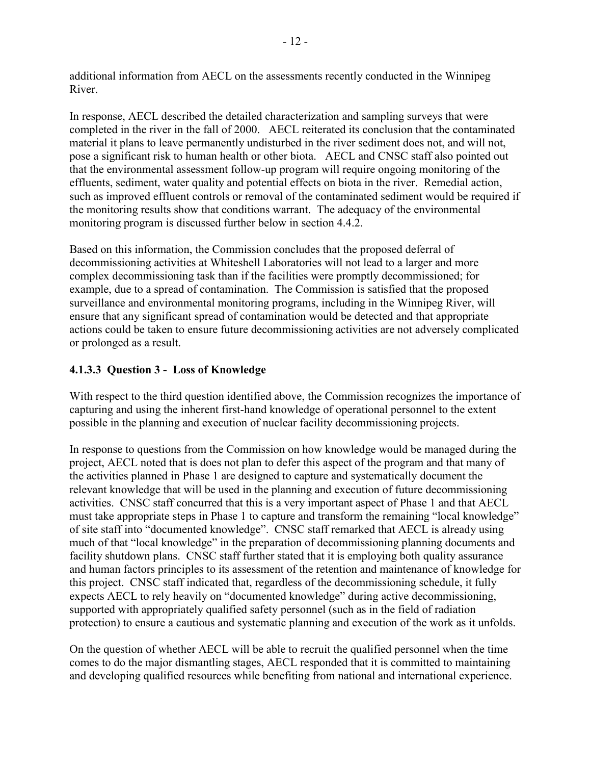additional information from AECL on the assessments recently conducted in the Winnipeg River.

In response, AECL described the detailed characterization and sampling surveys that were completed in the river in the fall of 2000. AECL reiterated its conclusion that the contaminated material it plans to leave permanently undisturbed in the river sediment does not, and will not, pose a significant risk to human health or other biota. AECL and CNSC staff also pointed out that the environmental assessment follow-up program will require ongoing monitoring of the effluents, sediment, water quality and potential effects on biota in the river. Remedial action, such as improved effluent controls or removal of the contaminated sediment would be required if the monitoring results show that conditions warrant. The adequacy of the environmental monitoring program is discussed further below in section 4.4.2.

Based on this information, the Commission concludes that the proposed deferral of decommissioning activities at Whiteshell Laboratories will not lead to a larger and more complex decommissioning task than if the facilities were promptly decommissioned; for example, due to a spread of contamination. The Commission is satisfied that the proposed surveillance and environmental monitoring programs, including in the Winnipeg River, will ensure that any significant spread of contamination would be detected and that appropriate actions could be taken to ensure future decommissioning activities are not adversely complicated or prolonged as a result.

#### 4.1.3.3 Question 3 - Loss of Knowledge

With respect to the third question identified above, the Commission recognizes the importance of capturing and using the inherent first-hand knowledge of operational personnel to the extent possible in the planning and execution of nuclear facility decommissioning projects.

In response to questions from the Commission on how knowledge would be managed during the project, AECL noted that is does not plan to defer this aspect of the program and that many of the activities planned in Phase 1 are designed to capture and systematically document the relevant knowledge that will be used in the planning and execution of future decommissioning activities. CNSC staff concurred that this is a very important aspect of Phase 1 and that AECL must take appropriate steps in Phase 1 to capture and transform the remaining "local knowledge" of site staff into "documented knowledge". CNSC staff remarked that AECL is already using much of that "local knowledge" in the preparation of decommissioning planning documents and facility shutdown plans. CNSC staff further stated that it is employing both quality assurance and human factors principles to its assessment of the retention and maintenance of knowledge for this project. CNSC staff indicated that, regardless of the decommissioning schedule, it fully expects AECL to rely heavily on "documented knowledge" during active decommissioning, supported with appropriately qualified safety personnel (such as in the field of radiation protection) to ensure a cautious and systematic planning and execution of the work as it unfolds.

On the question of whether AECL will be able to recruit the qualified personnel when the time comes to do the major dismantling stages, AECL responded that it is committed to maintaining and developing qualified resources while benefiting from national and international experience.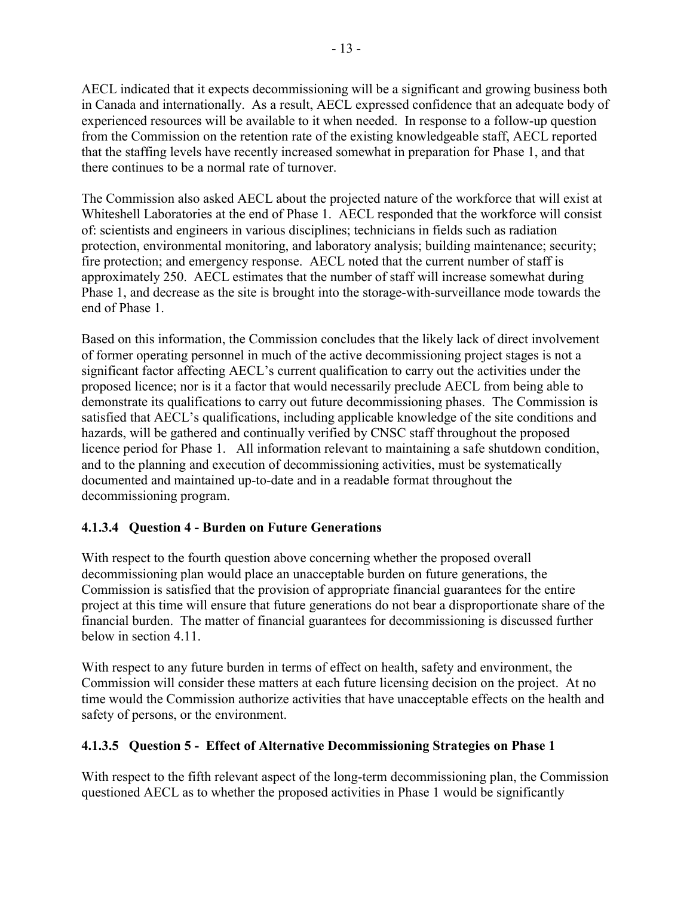AECL indicated that it expects decommissioning will be a significant and growing business both in Canada and internationally. As a result, AECL expressed confidence that an adequate body of experienced resources will be available to it when needed. In response to a follow-up question from the Commission on the retention rate of the existing knowledgeable staff, AECL reported that the staffing levels have recently increased somewhat in preparation for Phase 1, and that there continues to be a normal rate of turnover.

The Commission also asked AECL about the projected nature of the workforce that will exist at Whiteshell Laboratories at the end of Phase 1. AECL responded that the workforce will consist of: scientists and engineers in various disciplines; technicians in fields such as radiation protection, environmental monitoring, and laboratory analysis; building maintenance; security; fire protection; and emergency response. AECL noted that the current number of staff is approximately 250. AECL estimates that the number of staff will increase somewhat during Phase 1, and decrease as the site is brought into the storage-with-surveillance mode towards the end of Phase 1.

Based on this information, the Commission concludes that the likely lack of direct involvement of former operating personnel in much of the active decommissioning project stages is not a significant factor affecting AECL's current qualification to carry out the activities under the proposed licence; nor is it a factor that would necessarily preclude AECL from being able to demonstrate its qualifications to carry out future decommissioning phases. The Commission is satisfied that AECL's qualifications, including applicable knowledge of the site conditions and hazards, will be gathered and continually verified by CNSC staff throughout the proposed licence period for Phase 1. All information relevant to maintaining a safe shutdown condition, and to the planning and execution of decommissioning activities, must be systematically documented and maintained up-to-date and in a readable format throughout the decommissioning program.

#### 4.1.3.4 Question 4 - Burden on Future Generations

With respect to the fourth question above concerning whether the proposed overall decommissioning plan would place an unacceptable burden on future generations, the Commission is satisfied that the provision of appropriate financial guarantees for the entire project at this time will ensure that future generations do not bear a disproportionate share of the financial burden. The matter of financial guarantees for decommissioning is discussed further below in section 4.11.

With respect to any future burden in terms of effect on health, safety and environment, the Commission will consider these matters at each future licensing decision on the project. At no time would the Commission authorize activities that have unacceptable effects on the health and safety of persons, or the environment.

#### 4.1.3.5 Question 5 - Effect of Alternative Decommissioning Strategies on Phase 1

With respect to the fifth relevant aspect of the long-term decommissioning plan, the Commission questioned AECL as to whether the proposed activities in Phase 1 would be significantly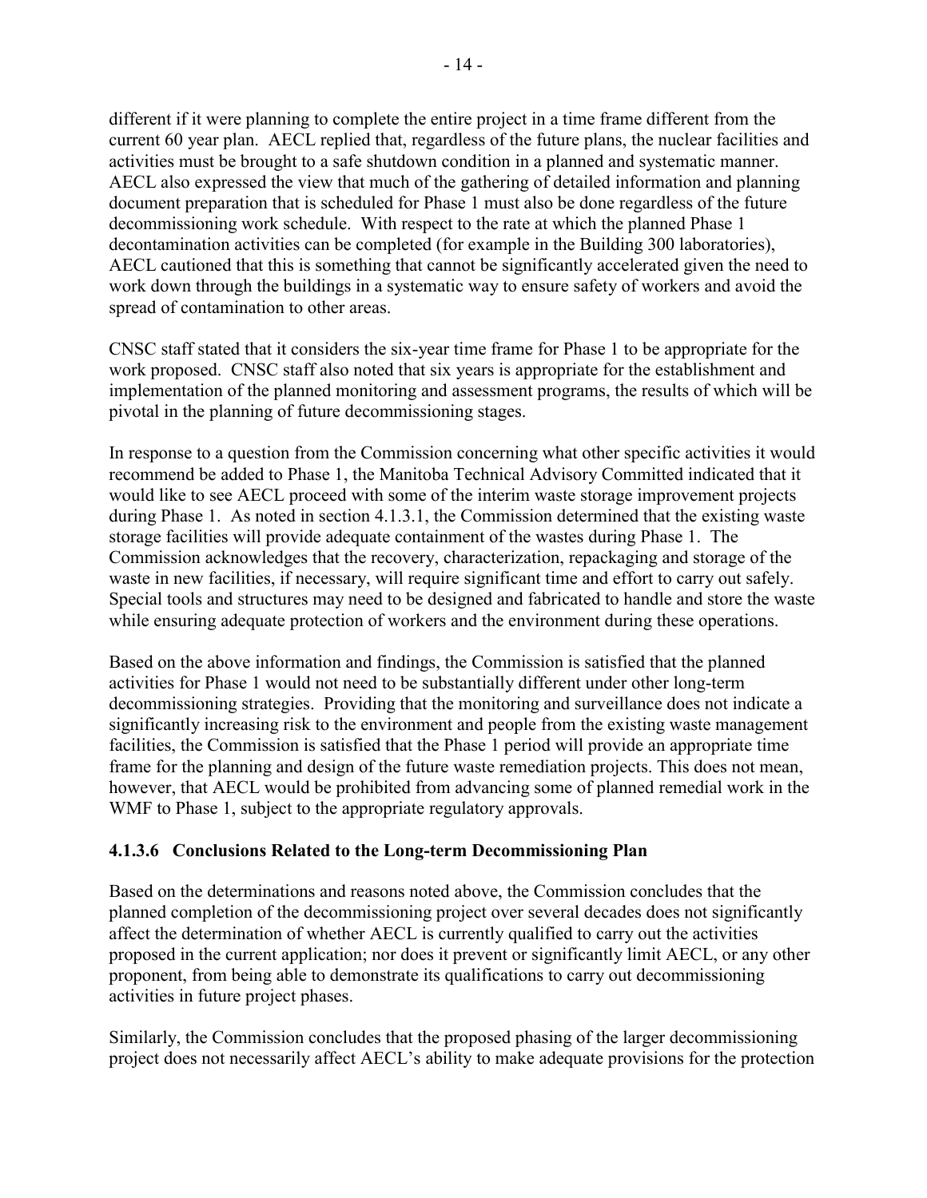different if it were planning to complete the entire project in a time frame different from the current 60 year plan. AECL replied that, regardless of the future plans, the nuclear facilities and activities must be brought to a safe shutdown condition in a planned and systematic manner. AECL also expressed the view that much of the gathering of detailed information and planning document preparation that is scheduled for Phase 1 must also be done regardless of the future decommissioning work schedule. With respect to the rate at which the planned Phase 1 decontamination activities can be completed (for example in the Building 300 laboratories), AECL cautioned that this is something that cannot be significantly accelerated given the need to work down through the buildings in a systematic way to ensure safety of workers and avoid the spread of contamination to other areas.

CNSC staff stated that it considers the six-year time frame for Phase 1 to be appropriate for the work proposed. CNSC staff also noted that six years is appropriate for the establishment and implementation of the planned monitoring and assessment programs, the results of which will be pivotal in the planning of future decommissioning stages.

In response to a question from the Commission concerning what other specific activities it would recommend be added to Phase 1, the Manitoba Technical Advisory Committed indicated that it would like to see AECL proceed with some of the interim waste storage improvement projects during Phase 1. As noted in section 4.1.3.1, the Commission determined that the existing waste storage facilities will provide adequate containment of the wastes during Phase 1. The Commission acknowledges that the recovery, characterization, repackaging and storage of the waste in new facilities, if necessary, will require significant time and effort to carry out safely. Special tools and structures may need to be designed and fabricated to handle and store the waste while ensuring adequate protection of workers and the environment during these operations.

Based on the above information and findings, the Commission is satisfied that the planned activities for Phase 1 would not need to be substantially different under other long-term decommissioning strategies. Providing that the monitoring and surveillance does not indicate a significantly increasing risk to the environment and people from the existing waste management facilities, the Commission is satisfied that the Phase 1 period will provide an appropriate time frame for the planning and design of the future waste remediation projects. This does not mean, however, that AECL would be prohibited from advancing some of planned remedial work in the WMF to Phase 1, subject to the appropriate regulatory approvals.

#### 4.1.3.6 Conclusions Related to the Long-term Decommissioning Plan

Based on the determinations and reasons noted above, the Commission concludes that the planned completion of the decommissioning project over several decades does not significantly affect the determination of whether AECL is currently qualified to carry out the activities proposed in the current application; nor does it prevent or significantly limit AECL, or any other proponent, from being able to demonstrate its qualifications to carry out decommissioning activities in future project phases.

Similarly, the Commission concludes that the proposed phasing of the larger decommissioning project does not necessarily affect AECL's ability to make adequate provisions for the protection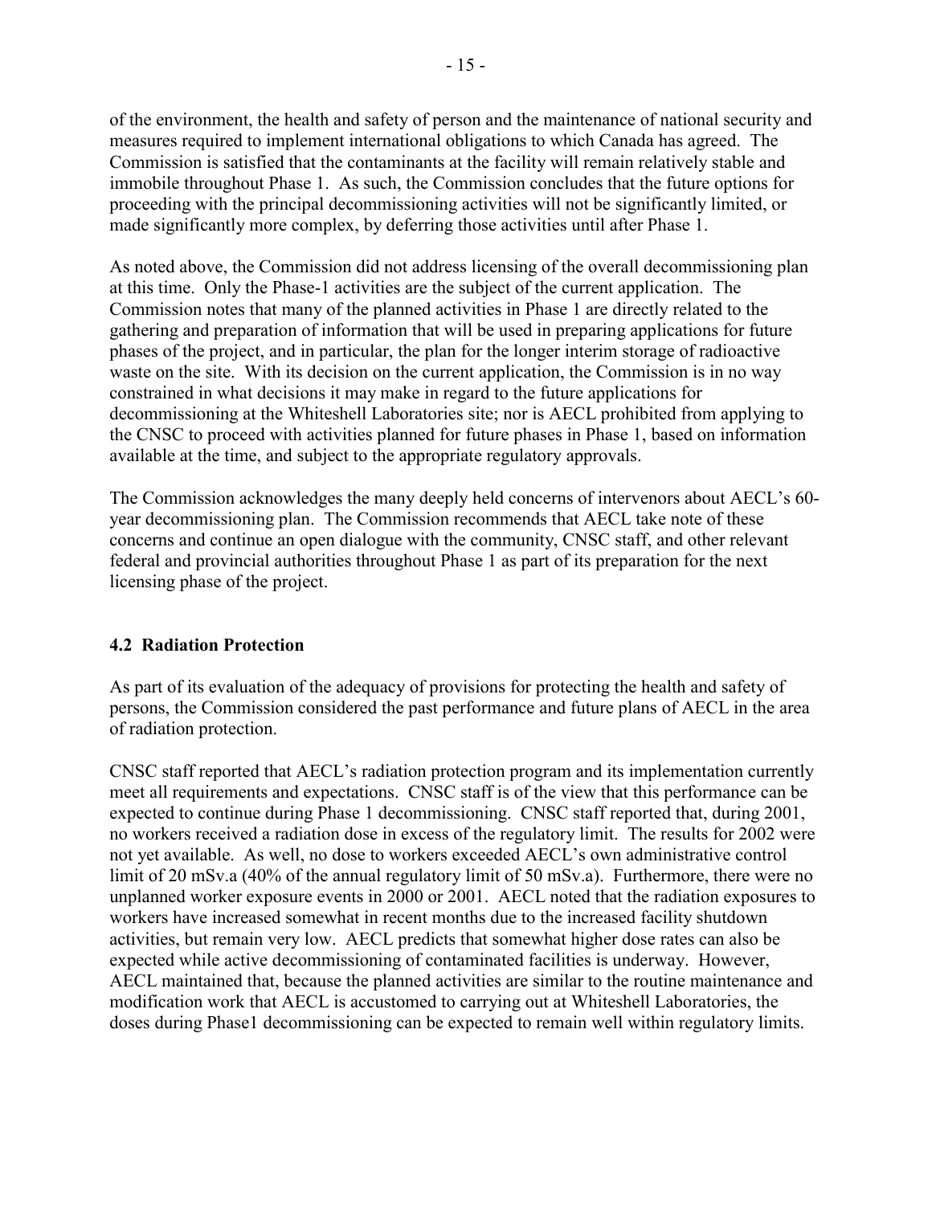of the environment, the health and safety of person and the maintenance of national security and measures required to implement international obligations to which Canada has agreed. The Commission is satisfied that the contaminants at the facility will remain relatively stable and immobile throughout Phase 1. As such, the Commission concludes that the future options for proceeding with the principal decommissioning activities will not be significantly limited, or made significantly more complex, by deferring those activities until after Phase 1.

As noted above, the Commission did not address licensing of the overall decommissioning plan at this time. Only the Phase-1 activities are the subject of the current application. The Commission notes that many of the planned activities in Phase 1 are directly related to the gathering and preparation of information that will be used in preparing applications for future phases of the project, and in particular, the plan for the longer interim storage of radioactive waste on the site. With its decision on the current application, the Commission is in no way constrained in what decisions it may make in regard to the future applications for decommissioning at the Whiteshell Laboratories site; nor is AECL prohibited from applying to the CNSC to proceed with activities planned for future phases in Phase 1, based on information available at the time, and subject to the appropriate regulatory approvals.

The Commission acknowledges the many deeply held concerns of intervenors about AECL's 60-year decommissioning plan. The Commission recommends that AECL take note of these concerns and continue an open dialogue with the community, CNSC staff, and other relevant federal and provincial authorities throughout Phase 1 as part of its preparation for the next licensing phase of the project.

### 4.2 Radiation Protection

As part of its evaluation of the adequacy of provisions for protecting the health and safety of persons, the Commission considered the past performance and future plans of AECL in the area of radiation protection.

CNSC staff reported that AECL's radiation protection program and its implementation currently meet all requirements and expectations. CNSC staff is of the view that this performance can be expected to continue during Phase 1 decommissioning. CNSC staff reported that, during 2001, no workers received a radiation dose in excess of the regulatory limit. The results for 2002 were not yet available. As well, no dose to workers exceeded AECL's own administrative control limit of 20 mSv.a (40% of the annual regulatory limit of 50 mSv.a). Furthermore, there were no unplanned worker exposure events in 2000 or 2001. AECL noted that the radiation exposures to workers have increased somewhat in recent months due to the increased facility shutdown activities, but remain very low. AECL predicts that somewhat higher dose rates can also be expected while active decommissioning of contaminated facilities is underway. However, AECL maintained that, because the planned activities are similar to the routine maintenance and modification work that AECL is accustomed to carrying out at Whiteshell Laboratories, the doses during Phase1 decommissioning can be expected to remain well within regulatory limits.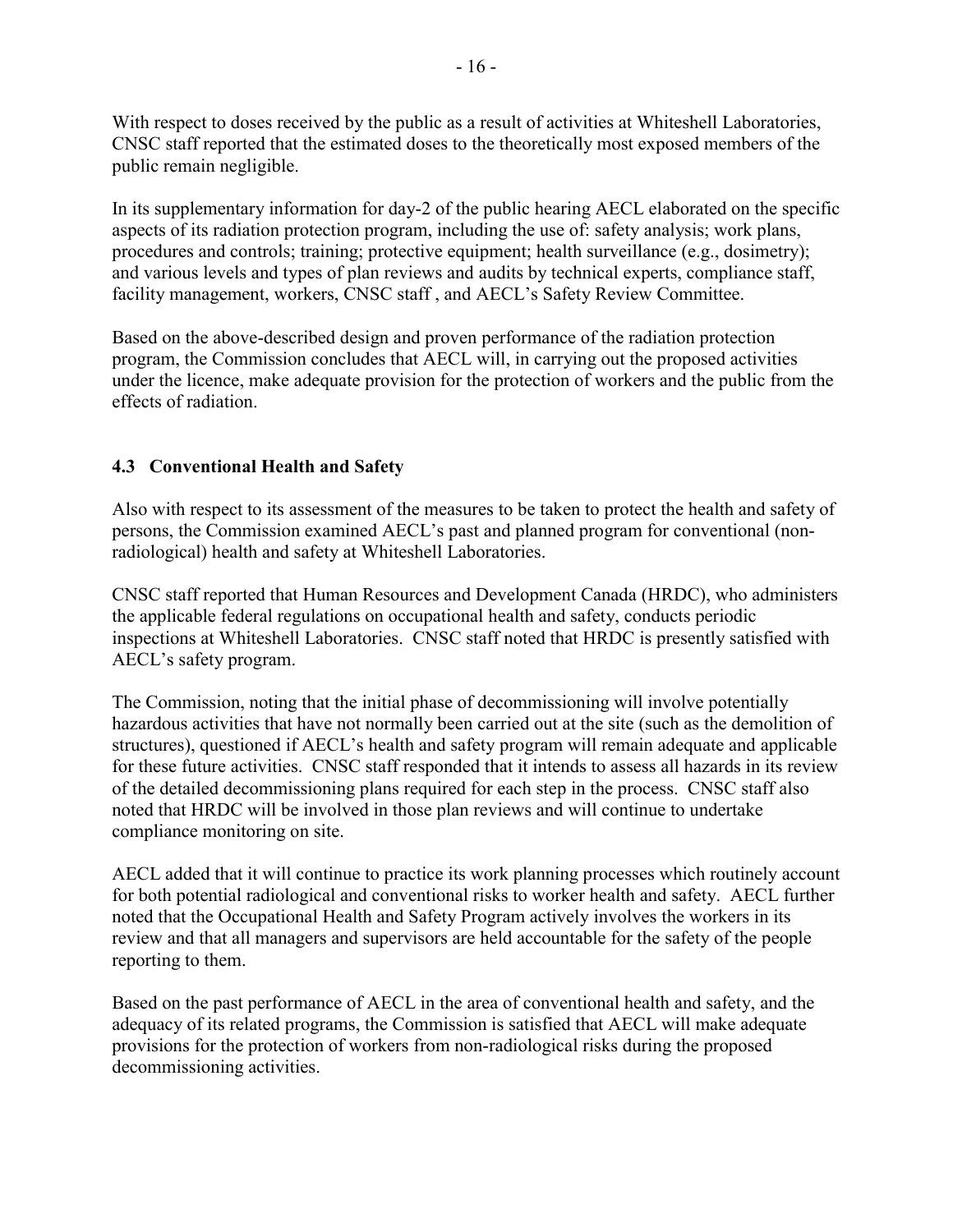With respect to doses received by the public as a result of activities at Whiteshell Laboratories, CNSC staff reported that the estimated doses to the theoretically most exposed members of the public remain negligible.

In its supplementary information for day-2 of the public hearing AECL elaborated on the specific aspects of its radiation protection program, including the use of: safety analysis; work plans, procedures and controls; training; protective equipment; health surveillance (e.g., dosimetry); and various levels and types of plan reviews and audits by technical experts, compliance staff, facility management, workers, CNSC staff , and AECL's Safety Review Committee.

Based on the above-described design and proven performance of the radiation protection program, the Commission concludes that AECL will, in carrying out the proposed activities under the licence, make adequate provision for the protection of workers and the public from the effects of radiation.

### 4.3 Conventional Health and Safety

Also with respect to its assessment of the measures to be taken to protect the health and safety of persons, the Commission examined AECL's past and planned program for conventional (non-radiological) health and safety at Whiteshell Laboratories.

CNSC staff reported that Human Resources and Development Canada (HRDC), who administers the applicable federal regulations on occupational health and safety, conducts periodic inspections at Whiteshell Laboratories. CNSC staff noted that HRDC is presently satisfied with AECL's safety program.

The Commission, noting that the initial phase of decommissioning will involve potentially hazardous activities that have not normally been carried out at the site (such as the demolition of structures), questioned if AECL's health and safety program will remain adequate and applicable for these future activities. CNSC staff responded that it intends to assess all hazards in its review of the detailed decommissioning plans required for each step in the process. CNSC staff also noted that HRDC will be involved in those plan reviews and will continue to undertake compliance monitoring on site.

AECL added that it will continue to practice its work planning processes which routinely account for both potential radiological and conventional risks to worker health and safety. AECL further noted that the Occupational Health and Safety Program actively involves the workers in its review and that all managers and supervisors are held accountable for the safety of the people reporting to them.

Based on the past performance of AECL in the area of conventional health and safety, and the adequacy of its related programs, the Commission is satisfied that AECL will make adequate provisions for the protection of workers from non-radiological risks during the proposed decommissioning activities.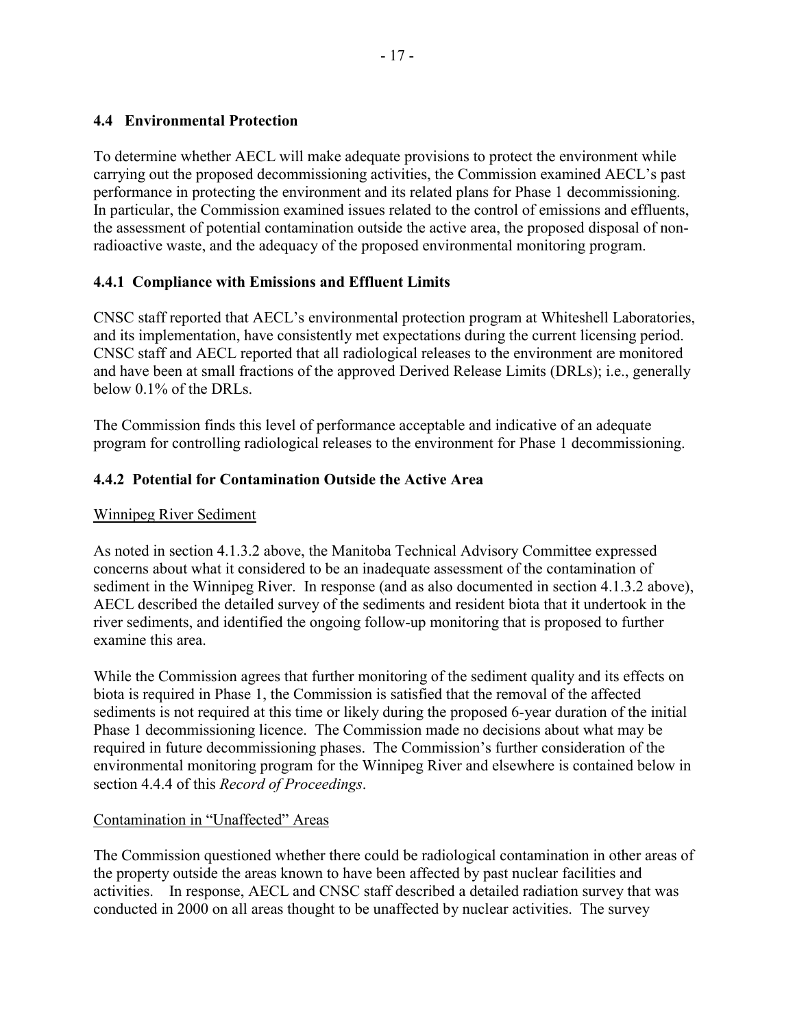## 4.4 Environmental Protection

To determine whether AECL will make adequate provisions to protect the environment while carrying out the proposed decommissioning activities, the Commission examined AECL's past performance in protecting the environment and its related plans for Phase 1 decommissioning. In particular, the Commission examined issues related to the control of emissions and effluents, the assessment of potential contamination outside the active area, the proposed disposal of non-radioactive waste, and the adequacy of the proposed environmental monitoring program.

### 4.4.1 Compliance with Emissions and Effluent Limits

CNSC staff reported that AECL's environmental protection program at Whiteshell Laboratories, and its implementation, have consistently met expectations during the current licensing period. CNSC staff and AECL reported that all radiological releases to the environment are monitored and have been at small fractions of the approved Derived Release Limits (DRLs); i.e., generally below 0.1% of the DRLs.

The Commission finds this level of performance acceptable and indicative of an adequate program for controlling radiological releases to the environment for Phase 1 decommissioning.

### 4.4.2 Potential for Contamination Outside the Active Area

Winnipeg River Sediment

As noted in section 4.1.3.2 above, the Manitoba Technical Advisory Committee expressed concerns about what it considered to be an inadequate assessment of the contamination of sediment in the Winnipeg River. In response (and as also documented in section 4.1.3.2 above), AECL described the detailed survey of the sediments and resident biota that it undertook in the river sediments, and identified the ongoing follow-up monitoring that is proposed to further examine this area.

While the Commission agrees that further monitoring of the sediment quality and its effects on biota is required in Phase 1, the Commission is satisfied that the removal of the affected sediments is not required at this time or likely during the proposed 6-year duration of the initial Phase 1 decommissioning licence. The Commission made no decisions about what may be required in future decommissioning phases. The Commission's further consideration of the environmental monitoring program for the Winnipeg River and elsewhere is contained below in section 4.4.4 of this *Record of Proceedings*.

Contamination in "Unaffected" Areas

The Commission questioned whether there could be radiological contamination in other areas of the property outside the areas known to have been affected by past nuclear facilities and activities. In response, AECL and CNSC staff described a detailed radiation survey that was conducted in 2000 on all areas thought to be unaffected by nuclear activities. The survey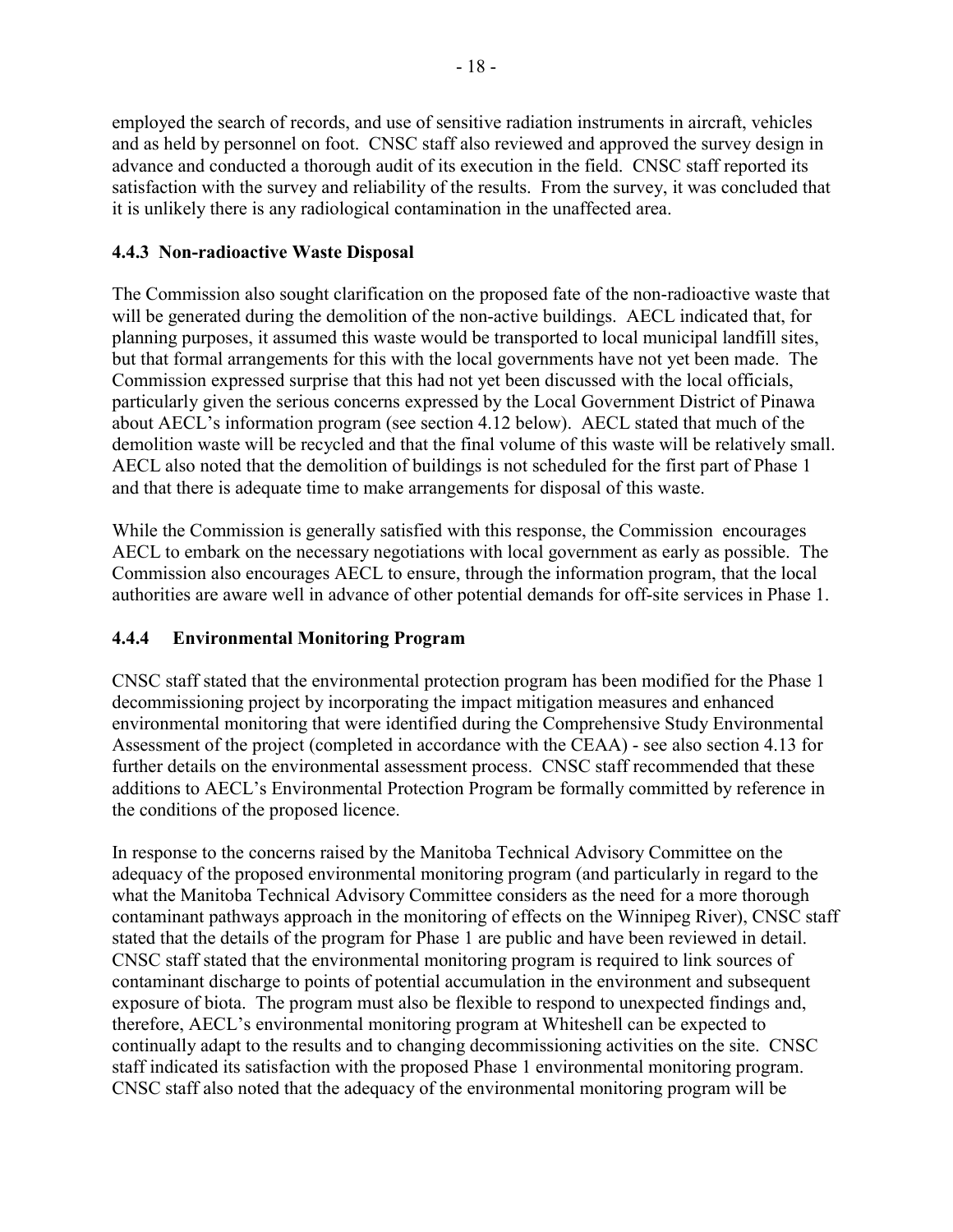employed the search of records, and use of sensitive radiation instruments in aircraft, vehicles and as held by personnel on foot. CNSC staff also reviewed and approved the survey design in advance and conducted a thorough audit of its execution in the field. CNSC staff reported its satisfaction with the survey and reliability of the results. From the survey, it was concluded that it is unlikely there is any radiological contamination in the unaffected area.

### 4.4.3 Non-radioactive Waste Disposal

The Commission also sought clarification on the proposed fate of the non-radioactive waste that will be generated during the demolition of the non-active buildings. AECL indicated that, for planning purposes, it assumed this waste would be transported to local municipal landfill sites, but that formal arrangements for this with the local governments have not yet been made. The Commission expressed surprise that this had not yet been discussed with the local officials, particularly given the serious concerns expressed by the Local Government District of Pinawa about AECL's information program (see section 4.12 below). AECL stated that much of the demolition waste will be recycled and that the final volume of this waste will be relatively small. AECL also noted that the demolition of buildings is not scheduled for the first part of Phase 1 and that there is adequate time to make arrangements for disposal of this waste.

While the Commission is generally satisfied with this response, the Commission encourages AECL to embark on the necessary negotiations with local government as early as possible. The Commission also encourages AECL to ensure, through the information program, that the local authorities are aware well in advance of other potential demands for off-site services in Phase 1.

### 4.4.4 Environmental Monitoring Program

CNSC staff stated that the environmental protection program has been modified for the Phase 1 decommissioning project by incorporating the impact mitigation measures and enhanced environmental monitoring that were identified during the Comprehensive Study Environmental Assessment of the project (completed in accordance with the CEAA) - see also section 4.13 for further details on the environmental assessment process. CNSC staff recommended that these additions to AECL's Environmental Protection Program be formally committed by reference in the conditions of the proposed licence.

In response to the concerns raised by the Manitoba Technical Advisory Committee on the adequacy of the proposed environmental monitoring program (and particularly in regard to the what the Manitoba Technical Advisory Committee considers as the need for a more thorough contaminant pathways approach in the monitoring of effects on the Winnipeg River), CNSC staff stated that the details of the program for Phase 1 are public and have been reviewed in detail. CNSC staff stated that the environmental monitoring program is required to link sources of contaminant discharge to points of potential accumulation in the environment and subsequent exposure of biota. The program must also be flexible to respond to unexpected findings and, therefore, AECL's environmental monitoring program at Whiteshell can be expected to continually adapt to the results and to changing decommissioning activities on the site. CNSC staff indicated its satisfaction with the proposed Phase 1 environmental monitoring program. CNSC staff also noted that the adequacy of the environmental monitoring program will be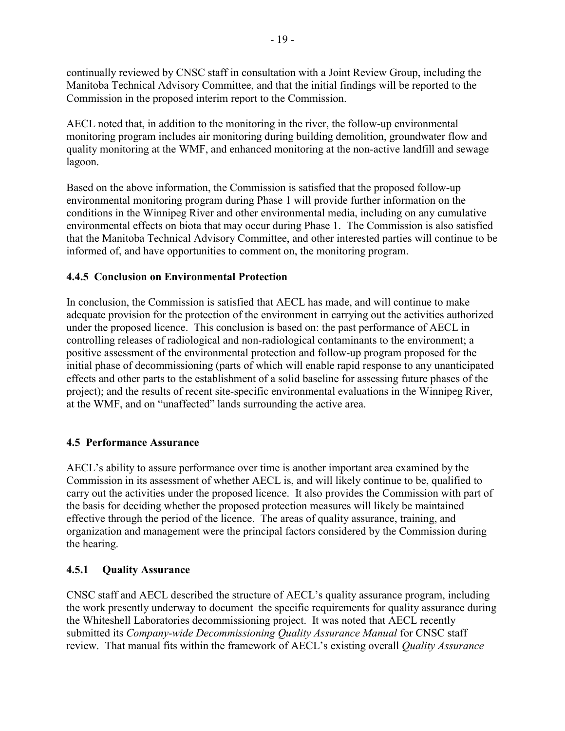continually reviewed by CNSC staff in consultation with a Joint Review Group, including the Manitoba Technical Advisory Committee, and that the initial findings will be reported to the Commission in the proposed interim report to the Commission.

AECL noted that, in addition to the monitoring in the river, the follow-up environmental monitoring program includes air monitoring during building demolition, groundwater flow and quality monitoring at the WMF, and enhanced monitoring at the non-active landfill and sewage lagoon.

Based on the above information, the Commission is satisfied that the proposed follow-up environmental monitoring program during Phase 1 will provide further information on the conditions in the Winnipeg River and other environmental media, including on any cumulative environmental effects on biota that may occur during Phase 1. The Commission is also satisfied that the Manitoba Technical Advisory Committee, and other interested parties will continue to be informed of, and have opportunities to comment on, the monitoring program.

#### 4.4.5 Conclusion on Environmental Protection

In conclusion, the Commission is satisfied that AECL has made, and will continue to make adequate provision for the protection of the environment in carrying out the activities authorized under the proposed licence. This conclusion is based on: the past performance of AECL in controlling releases of radiological and non-radiological contaminants to the environment; a positive assessment of the environmental protection and follow-up program proposed for the initial phase of decommissioning (parts of which will enable rapid response to any unanticipated effects and other parts to the establishment of a solid baseline for assessing future phases of the project); and the results of recent site-specific environmental evaluations in the Winnipeg River, at the WMF, and on "unaffected" lands surrounding the active area.

### 4.5 Performance Assurance

AECL's ability to assure performance over time is another important area examined by the Commission in its assessment of whether AECL is, and will likely continue to be, qualified to carry out the activities under the proposed licence. It also provides the Commission with part of the basis for deciding whether the proposed protection measures will likely be maintained effective through the period of the licence. The areas of quality assurance, training, and organization and management were the principal factors considered by the Commission during the hearing.

#### 4.5.1 Quality Assurance

CNSC staff and AECL described the structure of AECL's quality assurance program, including the work presently underway to document the specific requirements for quality assurance during the Whiteshell Laboratories decommissioning project. It was noted that AECL recently submitted its *Company-wide Decommissioning Quality Assurance Manual* for CNSC staff review. That manual fits within the framework of AECL's existing overall *Quality Assurance*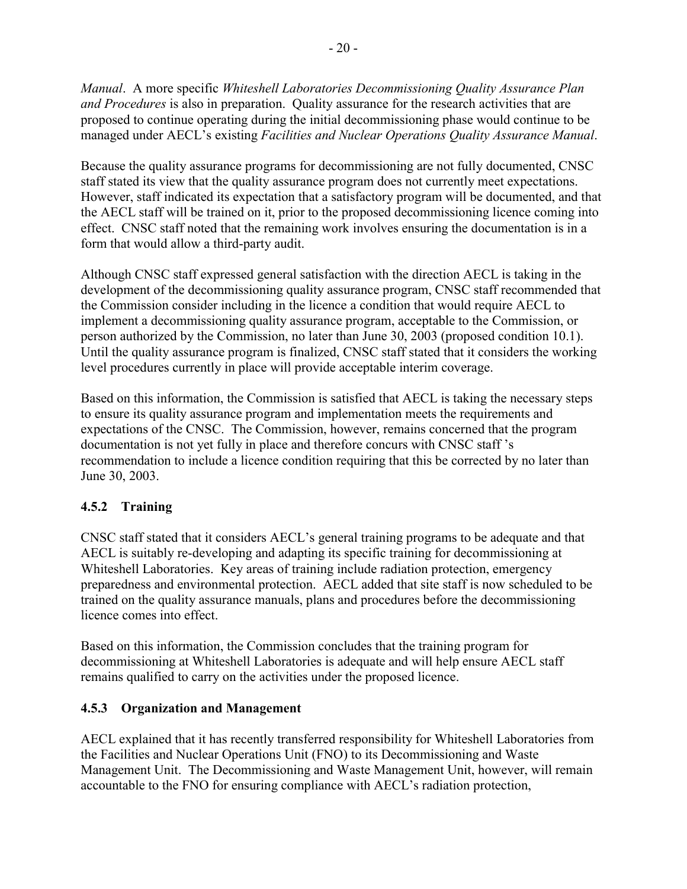*Manual*. A more specific *Whiteshell Laboratories Decommissioning Quality Assurance Plan and Procedures* is also in preparation. Quality assurance for the research activities that are proposed to continue operating during the initial decommissioning phase would continue to be managed under AECL's existing *Facilities and Nuclear Operations Quality Assurance Manual*.

Because the quality assurance programs for decommissioning are not fully documented, CNSC staff stated its view that the quality assurance program does not currently meet expectations. However, staff indicated its expectation that a satisfactory program will be documented, and that the AECL staff will be trained on it, prior to the proposed decommissioning licence coming into effect. CNSC staff noted that the remaining work involves ensuring the documentation is in a form that would allow a third-party audit.

Although CNSC staff expressed general satisfaction with the direction AECL is taking in the development of the decommissioning quality assurance program, CNSC staff recommended that the Commission consider including in the licence a condition that would require AECL to implement a decommissioning quality assurance program, acceptable to the Commission, or person authorized by the Commission, no later than June 30, 2003 (proposed condition 10.1). Until the quality assurance program is finalized, CNSC staff stated that it considers the working level procedures currently in place will provide acceptable interim coverage.

Based on this information, the Commission is satisfied that AECL is taking the necessary steps to ensure its quality assurance program and implementation meets the requirements and expectations of the CNSC. The Commission, however, remains concerned that the program documentation is not yet fully in place and therefore concurs with CNSC staff 's recommendation to include a licence condition requiring that this be corrected by no later than June 30, 2003.

### 4.5.2 Training

CNSC staff stated that it considers AECL's general training programs to be adequate and that AECL is suitably re-developing and adapting its specific training for decommissioning at Whiteshell Laboratories. Key areas of training include radiation protection, emergency preparedness and environmental protection. AECL added that site staff is now scheduled to be trained on the quality assurance manuals, plans and procedures before the decommissioning licence comes into effect.

Based on this information, the Commission concludes that the training program for decommissioning at Whiteshell Laboratories is adequate and will help ensure AECL staff remains qualified to carry on the activities under the proposed licence.

### 4.5.3 Organization and Management

AECL explained that it has recently transferred responsibility for Whiteshell Laboratories from the Facilities and Nuclear Operations Unit (FNO) to its Decommissioning and Waste Management Unit. The Decommissioning and Waste Management Unit, however, will remain accountable to the FNO for ensuring compliance with AECL's radiation protection,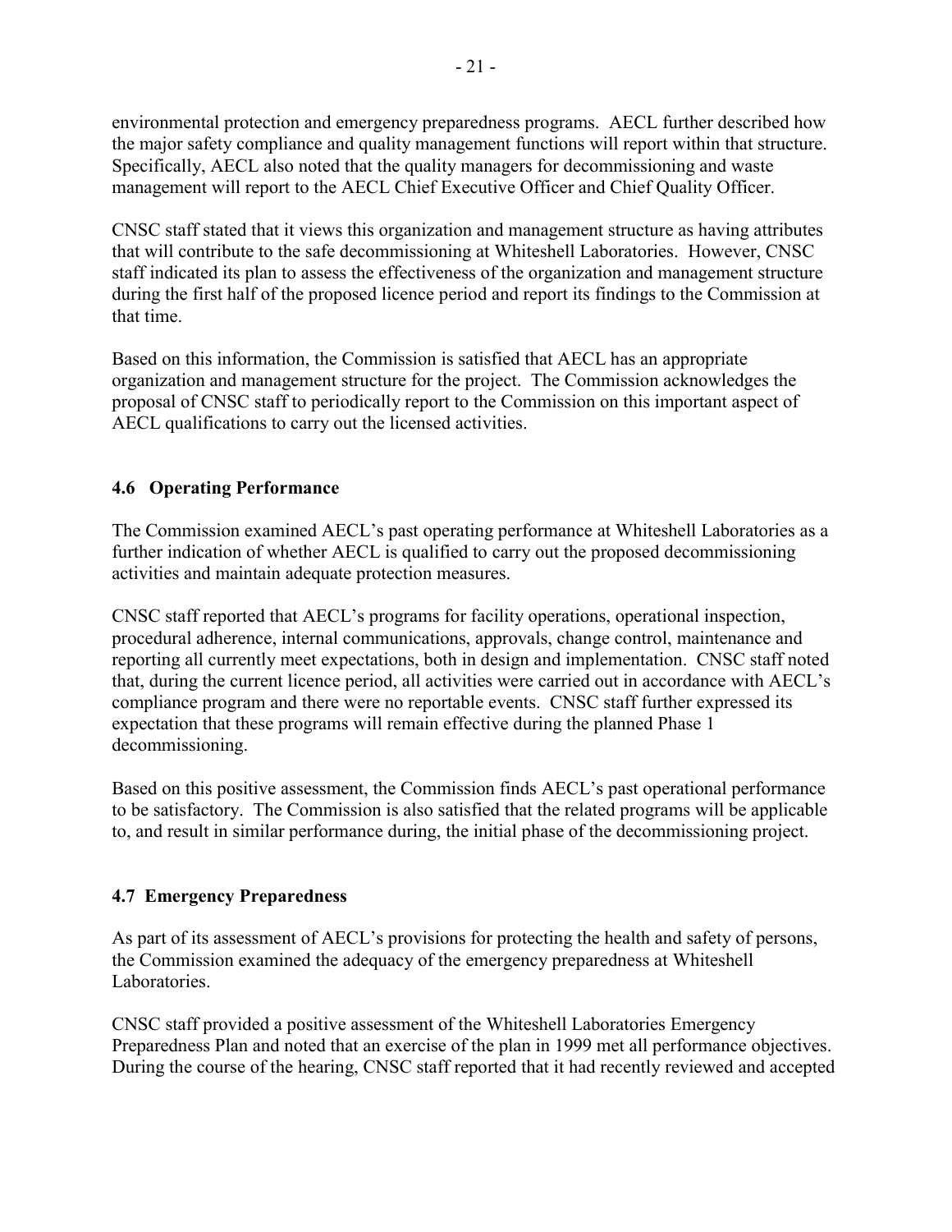environmental protection and emergency preparedness programs. AECL further described how the major safety compliance and quality management functions will report within that structure. Specifically, AECL also noted that the quality managers for decommissioning and waste management will report to the AECL Chief Executive Officer and Chief Quality Officer.

CNSC staff stated that it views this organization and management structure as having attributes that will contribute to the safe decommissioning at Whiteshell Laboratories. However, CNSC staff indicated its plan to assess the effectiveness of the organization and management structure during the first half of the proposed licence period and report its findings to the Commission at that time.

Based on this information, the Commission is satisfied that AECL has an appropriate organization and management structure for the project. The Commission acknowledges the proposal of CNSC staff to periodically report to the Commission on this important aspect of AECL qualifications to carry out the licensed activities.

### 4.6 Operating Performance

The Commission examined AECL's past operating performance at Whiteshell Laboratories as a further indication of whether AECL is qualified to carry out the proposed decommissioning activities and maintain adequate protection measures.

CNSC staff reported that AECL's programs for facility operations, operational inspection, procedural adherence, internal communications, approvals, change control, maintenance and reporting all currently meet expectations, both in design and implementation. CNSC staff noted that, during the current licence period, all activities were carried out in accordance with AECL's compliance program and there were no reportable events. CNSC staff further expressed its expectation that these programs will remain effective during the planned Phase 1 decommissioning.

Based on this positive assessment, the Commission finds AECL's past operational performance to be satisfactory. The Commission is also satisfied that the related programs will be applicable to, and result in similar performance during, the initial phase of the decommissioning project.

### 4.7 Emergency Preparedness

As part of its assessment of AECL's provisions for protecting the health and safety of persons, the Commission examined the adequacy of the emergency preparedness at Whiteshell Laboratories.

CNSC staff provided a positive assessment of the Whiteshell Laboratories Emergency Preparedness Plan and noted that an exercise of the plan in 1999 met all performance objectives. During the course of the hearing, CNSC staff reported that it had recently reviewed and accepted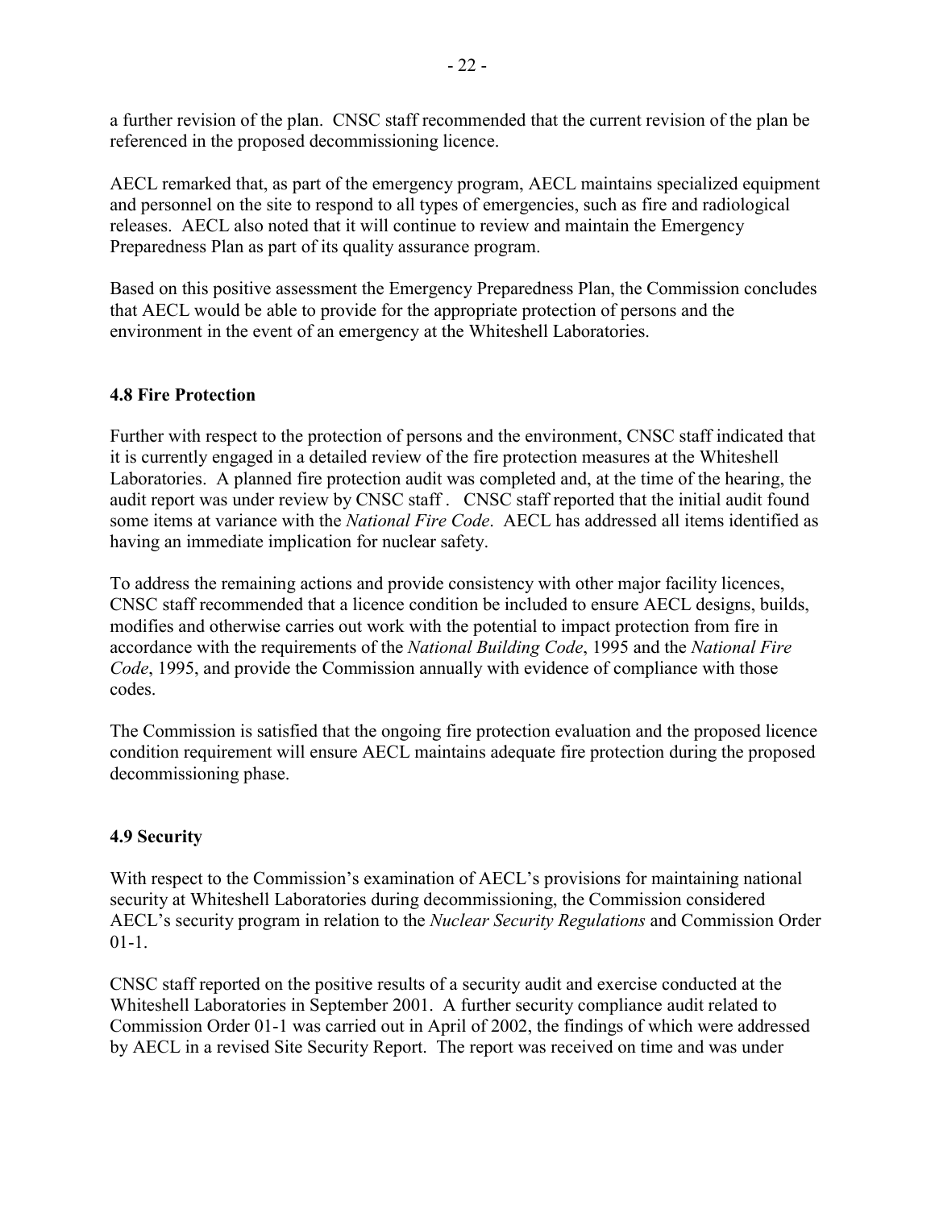a further revision of the plan. CNSC staff recommended that the current revision of the plan be referenced in the proposed decommissioning licence.

AECL remarked that, as part of the emergency program, AECL maintains specialized equipment and personnel on the site to respond to all types of emergencies, such as fire and radiological releases. AECL also noted that it will continue to review and maintain the Emergency Preparedness Plan as part of its quality assurance program.

Based on this positive assessment the Emergency Preparedness Plan, the Commission concludes that AECL would be able to provide for the appropriate protection of persons and the environment in the event of an emergency at the Whiteshell Laboratories.

### 4.8 Fire Protection

Further with respect to the protection of persons and the environment, CNSC staff indicated that it is currently engaged in a detailed review of the fire protection measures at the Whiteshell Laboratories. A planned fire protection audit was completed and, at the time of the hearing, the audit report was under review by CNSC staff . CNSC staff reported that the initial audit found some items at variance with the *National Fire Code*. AECL has addressed all items identified as having an immediate implication for nuclear safety.

To address the remaining actions and provide consistency with other major facility licences, CNSC staff recommended that a licence condition be included to ensure AECL designs, builds, modifies and otherwise carries out work with the potential to impact protection from fire in accordance with the requirements of the *National Building Code*, 1995 and the *National Fire Code*, 1995, and provide the Commission annually with evidence of compliance with those codes.

The Commission is satisfied that the ongoing fire protection evaluation and the proposed licence condition requirement will ensure AECL maintains adequate fire protection during the proposed decommissioning phase.

### 4.9 Security

With respect to the Commission's examination of AECL's provisions for maintaining national security at Whiteshell Laboratories during decommissioning, the Commission considered AECL's security program in relation to the *Nuclear Security Regulations* and Commission Order 01-1.

CNSC staff reported on the positive results of a security audit and exercise conducted at the Whiteshell Laboratories in September 2001. A further security compliance audit related to Commission Order 01-1 was carried out in April of 2002, the findings of which were addressed by AECL in a revised Site Security Report. The report was received on time and was under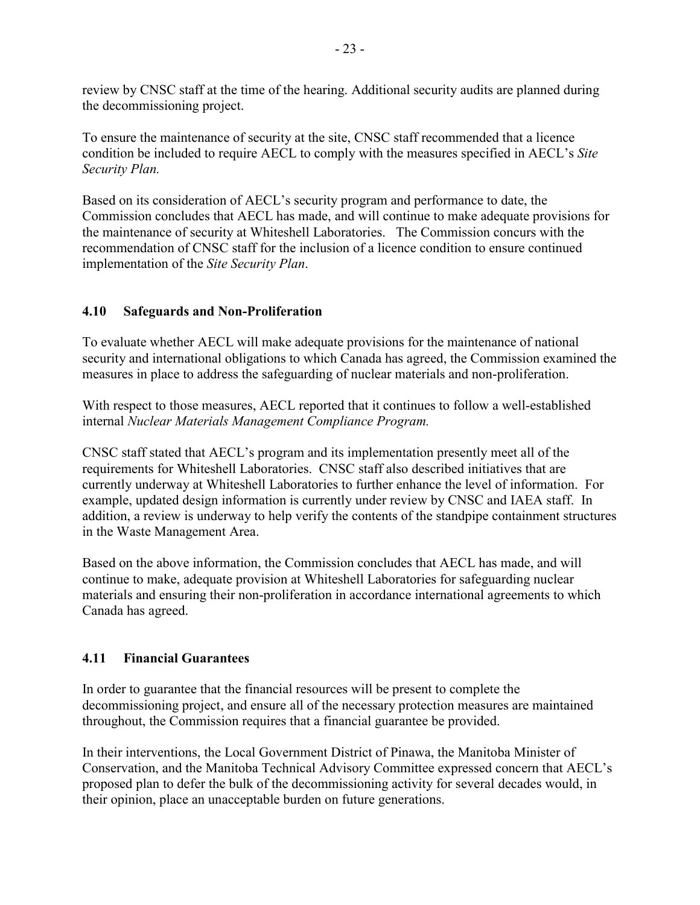review by CNSC staff at the time of the hearing. Additional security audits are planned during the decommissioning project.

To ensure the maintenance of security at the site, CNSC staff recommended that a licence condition be included to require AECL to comply with the measures specified in AECL's *Site Security Plan.*

Based on its consideration of AECL's security program and performance to date, the Commission concludes that AECL has made, and will continue to make adequate provisions for the maintenance of security at Whiteshell Laboratories. The Commission concurs with the recommendation of CNSC staff for the inclusion of a licence condition to ensure continued implementation of the *Site Security Plan*.

### 4.10 Safeguards and Non-Proliferation

To evaluate whether AECL will make adequate provisions for the maintenance of national security and international obligations to which Canada has agreed, the Commission examined the measures in place to address the safeguarding of nuclear materials and non-proliferation.

With respect to those measures, AECL reported that it continues to follow a well-established internal *Nuclear Materials Management Compliance Program.*

CNSC staff stated that AECL's program and its implementation presently meet all of the requirements for Whiteshell Laboratories. CNSC staff also described initiatives that are currently underway at Whiteshell Laboratories to further enhance the level of information. For example, updated design information is currently under review by CNSC and IAEA staff. In addition, a review is underway to help verify the contents of the standpipe containment structures in the Waste Management Area.

Based on the above information, the Commission concludes that AECL has made, and will continue to make, adequate provision at Whiteshell Laboratories for safeguarding nuclear materials and ensuring their non-proliferation in accordance international agreements to which Canada has agreed.

### 4.11 Financial Guarantees

In order to guarantee that the financial resources will be present to complete the decommissioning project, and ensure all of the necessary protection measures are maintained throughout, the Commission requires that a financial guarantee be provided.

In their interventions, the Local Government District of Pinawa, the Manitoba Minister of Conservation, and the Manitoba Technical Advisory Committee expressed concern that AECL's proposed plan to defer the bulk of the decommissioning activity for several decades would, in their opinion, place an unacceptable burden on future generations.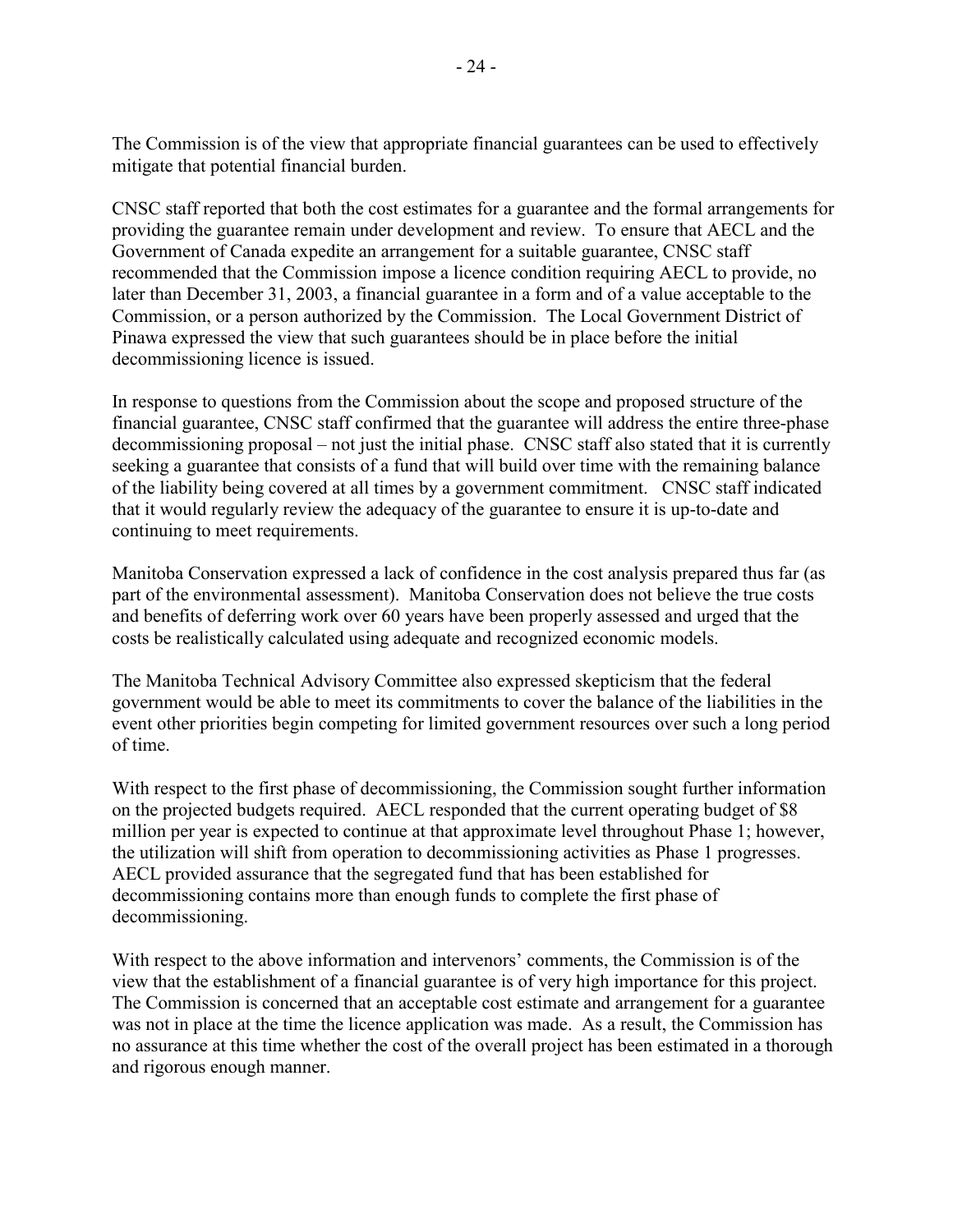The Commission is of the view that appropriate financial guarantees can be used to effectively mitigate that potential financial burden.

CNSC staff reported that both the cost estimates for a guarantee and the formal arrangements for providing the guarantee remain under development and review. To ensure that AECL and the Government of Canada expedite an arrangement for a suitable guarantee, CNSC staff recommended that the Commission impose a licence condition requiring AECL to provide, no later than December 31, 2003, a financial guarantee in a form and of a value acceptable to the Commission, or a person authorized by the Commission. The Local Government District of Pinawa expressed the view that such guarantees should be in place before the initial decommissioning licence is issued.

In response to questions from the Commission about the scope and proposed structure of the financial guarantee, CNSC staff confirmed that the guarantee will address the entire three-phase decommissioning proposal – not just the initial phase. CNSC staff also stated that it is currently seeking a guarantee that consists of a fund that will build over time with the remaining balance of the liability being covered at all times by a government commitment. CNSC staff indicated that it would regularly review the adequacy of the guarantee to ensure it is up-to-date and continuing to meet requirements.

Manitoba Conservation expressed a lack of confidence in the cost analysis prepared thus far (as part of the environmental assessment). Manitoba Conservation does not believe the true costs and benefits of deferring work over 60 years have been properly assessed and urged that the costs be realistically calculated using adequate and recognized economic models.

The Manitoba Technical Advisory Committee also expressed skepticism that the federal government would be able to meet its commitments to cover the balance of the liabilities in the event other priorities begin competing for limited government resources over such a long period of time.

With respect to the first phase of decommissioning, the Commission sought further information on the projected budgets required. AECL responded that the current operating budget of $8 million per year is expected to continue at that approximate level throughout Phase 1; however, the utilization will shift from operation to decommissioning activities as Phase 1 progresses. AECL provided assurance that the segregated fund that has been established for decommissioning contains more than enough funds to complete the first phase of decommissioning.

With respect to the above information and intervenors' comments, the Commission is of the view that the establishment of a financial guarantee is of very high importance for this project. The Commission is concerned that an acceptable cost estimate and arrangement for a guarantee was not in place at the time the licence application was made. As a result, the Commission has no assurance at this time whether the cost of the overall project has been estimated in a thorough and rigorous enough manner.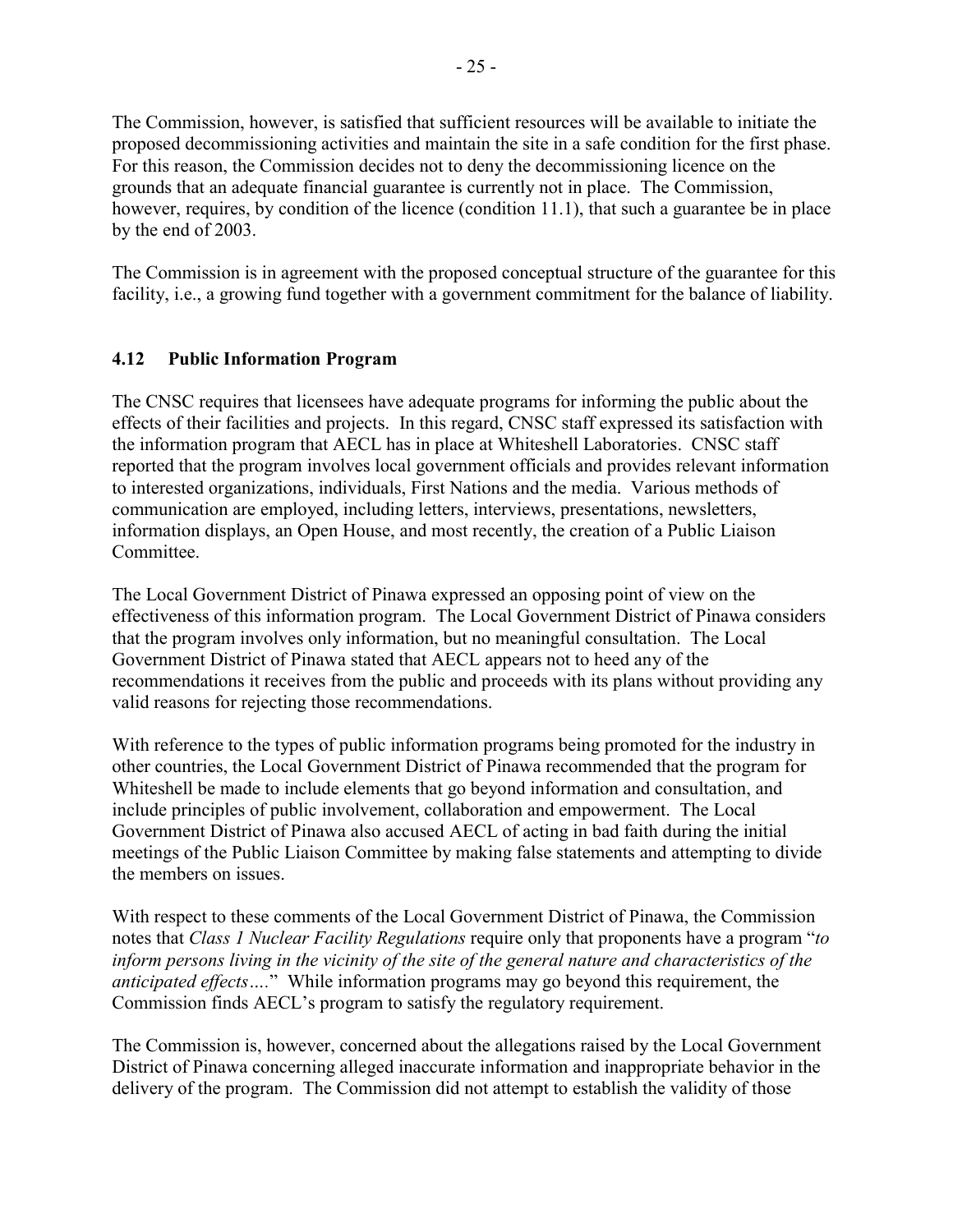The Commission, however, is satisfied that sufficient resources will be available to initiate the proposed decommissioning activities and maintain the site in a safe condition for the first phase. For this reason, the Commission decides not to deny the decommissioning licence on the grounds that an adequate financial guarantee is currently not in place. The Commission, however, requires, by condition of the licence (condition 11.1), that such a guarantee be in place by the end of 2003.

The Commission is in agreement with the proposed conceptual structure of the guarantee for this facility, i.e., a growing fund together with a government commitment for the balance of liability.

### 4.12 Public Information Program

The CNSC requires that licensees have adequate programs for informing the public about the effects of their facilities and projects. In this regard, CNSC staff expressed its satisfaction with the information program that AECL has in place at Whiteshell Laboratories. CNSC staff reported that the program involves local government officials and provides relevant information to interested organizations, individuals, First Nations and the media. Various methods of communication are employed, including letters, interviews, presentations, newsletters, information displays, an Open House, and most recently, the creation of a Public Liaison Committee.

The Local Government District of Pinawa expressed an opposing point of view on the effectiveness of this information program. The Local Government District of Pinawa considers that the program involves only information, but no meaningful consultation. The Local Government District of Pinawa stated that AECL appears not to heed any of the recommendations it receives from the public and proceeds with its plans without providing any valid reasons for rejecting those recommendations.

With reference to the types of public information programs being promoted for the industry in other countries, the Local Government District of Pinawa recommended that the program for Whiteshell be made to include elements that go beyond information and consultation, and include principles of public involvement, collaboration and empowerment. The Local Government District of Pinawa also accused AECL of acting in bad faith during the initial meetings of the Public Liaison Committee by making false statements and attempting to divide the members on issues.

With respect to these comments of the Local Government District of Pinawa, the Commission notes that *Class 1 Nuclear Facility Regulations* require only that proponents have a program "*to inform persons living in the vicinity of the site of the general nature and characteristics of the anticipated effects….*" While information programs may go beyond this requirement, the Commission finds AECL's program to satisfy the regulatory requirement.

The Commission is, however, concerned about the allegations raised by the Local Government District of Pinawa concerning alleged inaccurate information and inappropriate behavior in the delivery of the program. The Commission did not attempt to establish the validity of those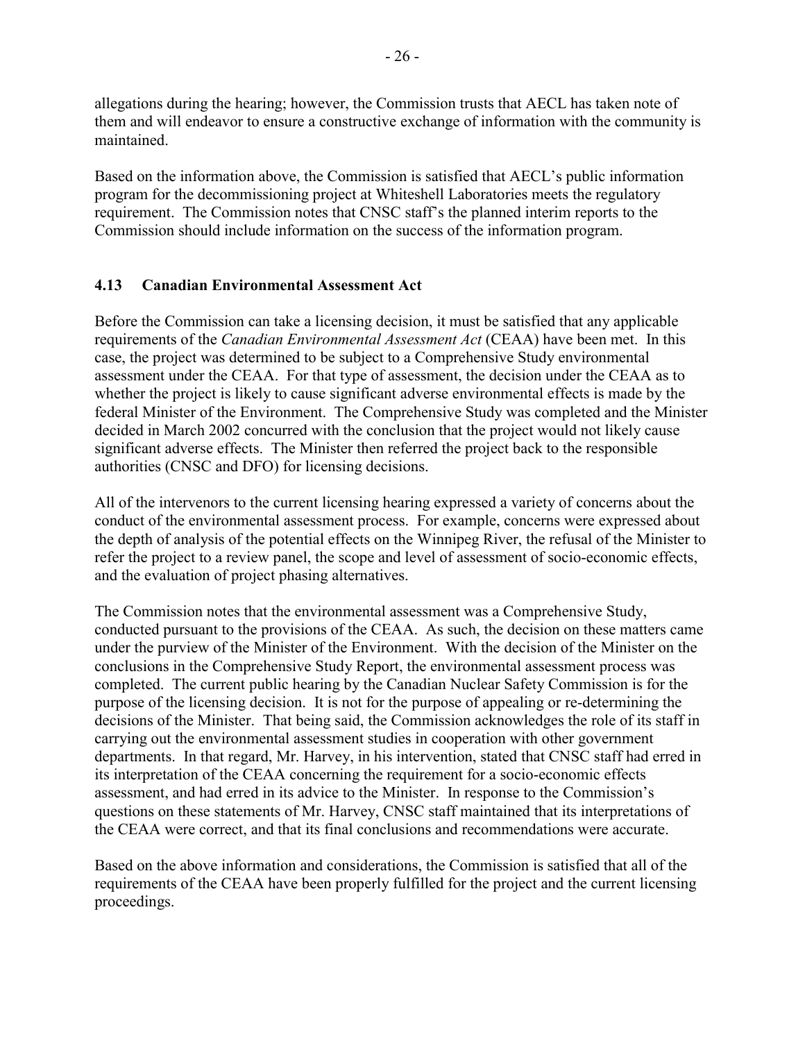allegations during the hearing; however, the Commission trusts that AECL has taken note of them and will endeavor to ensure a constructive exchange of information with the community is maintained.

Based on the information above, the Commission is satisfied that AECL's public information program for the decommissioning project at Whiteshell Laboratories meets the regulatory requirement. The Commission notes that CNSC staff's the planned interim reports to the Commission should include information on the success of the information program.

### 4.13 Canadian Environmental Assessment Act

Before the Commission can take a licensing decision, it must be satisfied that any applicable requirements of the *Canadian Environmental Assessment Act* (CEAA) have been met. In this case, the project was determined to be subject to a Comprehensive Study environmental assessment under the CEAA. For that type of assessment, the decision under the CEAA as to whether the project is likely to cause significant adverse environmental effects is made by the federal Minister of the Environment. The Comprehensive Study was completed and the Minister decided in March 2002 concurred with the conclusion that the project would not likely cause significant adverse effects. The Minister then referred the project back to the responsible authorities (CNSC and DFO) for licensing decisions.

All of the intervenors to the current licensing hearing expressed a variety of concerns about the conduct of the environmental assessment process. For example, concerns were expressed about the depth of analysis of the potential effects on the Winnipeg River, the refusal of the Minister to refer the project to a review panel, the scope and level of assessment of socio-economic effects, and the evaluation of project phasing alternatives.

The Commission notes that the environmental assessment was a Comprehensive Study, conducted pursuant to the provisions of the CEAA. As such, the decision on these matters came under the purview of the Minister of the Environment. With the decision of the Minister on the conclusions in the Comprehensive Study Report, the environmental assessment process was completed. The current public hearing by the Canadian Nuclear Safety Commission is for the purpose of the licensing decision. It is not for the purpose of appealing or re-determining the decisions of the Minister. That being said, the Commission acknowledges the role of its staff in carrying out the environmental assessment studies in cooperation with other government departments. In that regard, Mr. Harvey, in his intervention, stated that CNSC staff had erred in its interpretation of the CEAA concerning the requirement for a socio-economic effects assessment, and had erred in its advice to the Minister. In response to the Commission's questions on these statements of Mr. Harvey, CNSC staff maintained that its interpretations of the CEAA were correct, and that its final conclusions and recommendations were accurate.

Based on the above information and considerations, the Commission is satisfied that all of the requirements of the CEAA have been properly fulfilled for the project and the current licensing proceedings.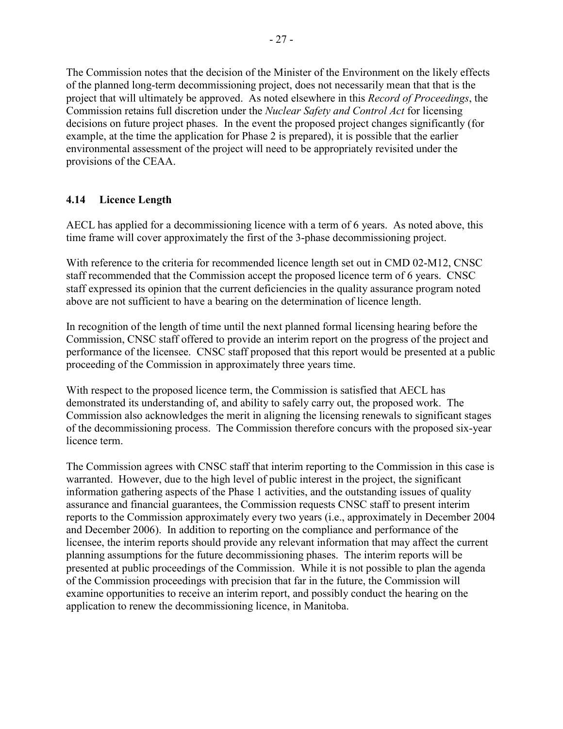The Commission notes that the decision of the Minister of the Environment on the likely effects of the planned long-term decommissioning project, does not necessarily mean that that is the project that will ultimately be approved. As noted elsewhere in this *Record of Proceedings*, the Commission retains full discretion under the *Nuclear Safety and Control Act* for licensing decisions on future project phases. In the event the proposed project changes significantly (for example, at the time the application for Phase 2 is prepared), it is possible that the earlier environmental assessment of the project will need to be appropriately revisited under the provisions of the CEAA.

### 4.14 Licence Length

AECL has applied for a decommissioning licence with a term of 6 years. As noted above, this time frame will cover approximately the first of the 3-phase decommissioning project.

With reference to the criteria for recommended licence length set out in CMD 02-M12, CNSC staff recommended that the Commission accept the proposed licence term of 6 years. CNSC staff expressed its opinion that the current deficiencies in the quality assurance program noted above are not sufficient to have a bearing on the determination of licence length.

In recognition of the length of time until the next planned formal licensing hearing before the Commission, CNSC staff offered to provide an interim report on the progress of the project and performance of the licensee. CNSC staff proposed that this report would be presented at a public proceeding of the Commission in approximately three years time.

With respect to the proposed licence term, the Commission is satisfied that AECL has demonstrated its understanding of, and ability to safely carry out, the proposed work. The Commission also acknowledges the merit in aligning the licensing renewals to significant stages of the decommissioning process. The Commission therefore concurs with the proposed six-year licence term.

The Commission agrees with CNSC staff that interim reporting to the Commission in this case is warranted. However, due to the high level of public interest in the project, the significant information gathering aspects of the Phase 1 activities, and the outstanding issues of quality assurance and financial guarantees, the Commission requests CNSC staff to present interim reports to the Commission approximately every two years (i.e., approximately in December 2004 and December 2006). In addition to reporting on the compliance and performance of the licensee, the interim reports should provide any relevant information that may affect the current planning assumptions for the future decommissioning phases. The interim reports will be presented at public proceedings of the Commission. While it is not possible to plan the agenda of the Commission proceedings with precision that far in the future, the Commission will examine opportunities to receive an interim report, and possibly conduct the hearing on the application to renew the decommissioning licence, in Manitoba.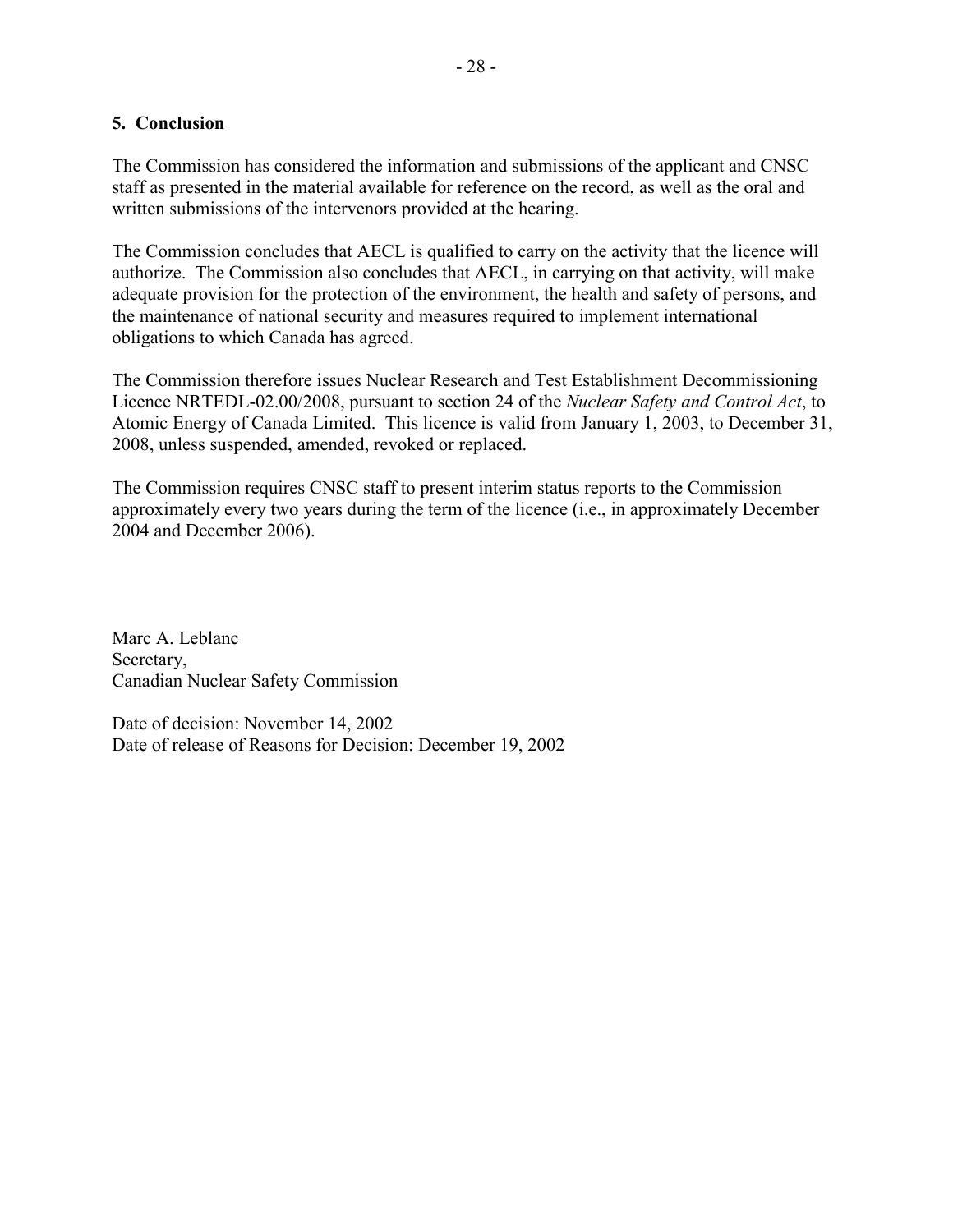## 5. Conclusion

The Commission has considered the information and submissions of the applicant and CNSC staff as presented in the material available for reference on the record, as well as the oral and written submissions of the intervenors provided at the hearing.

The Commission concludes that AECL is qualified to carry on the activity that the licence will authorize. The Commission also concludes that AECL, in carrying on that activity, will make adequate provision for the protection of the environment, the health and safety of persons, and the maintenance of national security and measures required to implement international obligations to which Canada has agreed.

The Commission therefore issues Nuclear Research and Test Establishment Decommissioning Licence NRTEDL-02.00/2008, pursuant to section 24 of the *Nuclear Safety and Control Act*, to Atomic Energy of Canada Limited. This licence is valid from January 1, 2003, to December 31, 2008, unless suspended, amended, revoked or replaced.

The Commission requires CNSC staff to present interim status reports to the Commission approximately every two years during the term of the licence (i.e., in approximately December 2004 and December 2006).

Marc A. Leblanc
Secretary,
Canadian Nuclear Safety Commission

Date of decision: November 14, 2002
Date of release of Reasons for Decision: December 19, 2002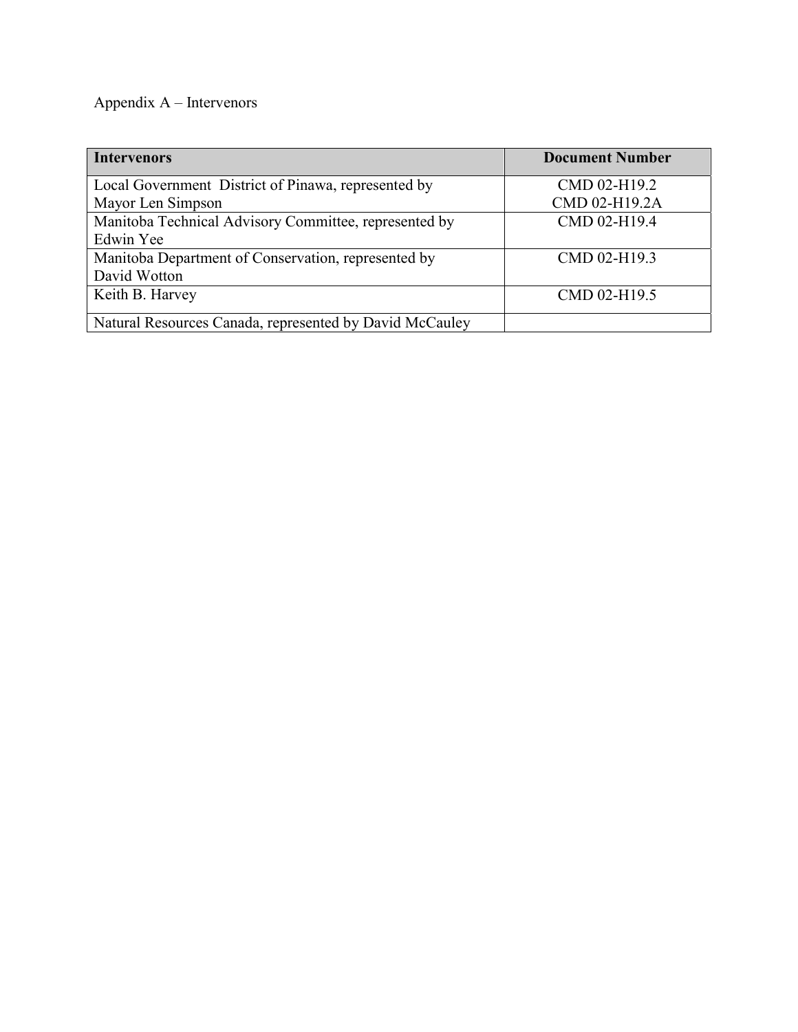Appendix A – Intervenors

| Intervenors | Document Number |
| --- | --- |
| Local Government District of Pinawa, represented by Mayor Len Simpson | CMD 02-H19.2<br>CMD 02-H19.2A |
| Manitoba Technical Advisory Committee, represented by Edwin Yee | CMD 02-H19.4 |
| Manitoba Department of Conservation, represented by David Wotton | CMD 02-H19.3 |
| Keith B. Harvey | CMD 02-H19.5 |
| Natural Resources Canada, represented by David McCauley | |